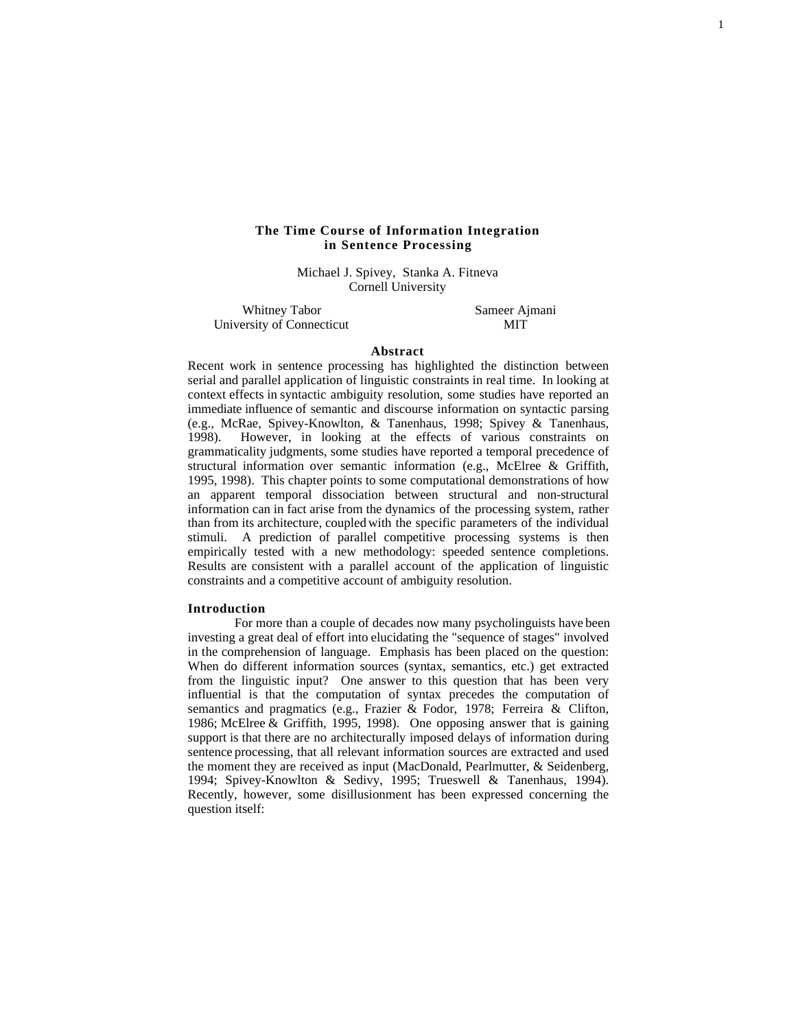# The Time Course of Information Integration in Sentence Processing

Michael J. Spivey, Stanka A. Fitneva
Cornell University

Whitney Tabor
University of Connecticut

Sameer Ajmani
MIT

## Abstract

Recent work in sentence processing has highlighted the distinction between serial and parallel application of linguistic constraints in real time. In looking at context effects in syntactic ambiguity resolution, some studies have reported an immediate influence of semantic and discourse information on syntactic parsing (e.g., McRae, Spivey-Knowlton, & Tanenhaus, 1998; Spivey & Tanenhaus, 1998). However, in looking at the effects of various constraints on grammaticality judgments, some studies have reported a temporal precedence of structural information over semantic information (e.g., McElree & Griffith, 1995, 1998). This chapter points to some computational demonstrations of how an apparent temporal dissociation between structural and non-structural information can in fact arise from the dynamics of the processing system, rather than from its architecture, coupled with the specific parameters of the individual stimuli. A prediction of parallel competitive processing systems is then empirically tested with a new methodology: speeded sentence completions. Results are consistent with a parallel account of the application of linguistic constraints and a competitive account of ambiguity resolution.

## Introduction

For more than a couple of decades now many psycholinguists have been investing a great deal of effort into elucidating the "sequence of stages" involved in the comprehension of language. Emphasis has been placed on the question: When do different information sources (syntax, semantics, etc.) get extracted from the linguistic input? One answer to this question that has been very influential is that the computation of syntax precedes the computation of semantics and pragmatics (e.g., Frazier & Fodor, 1978; Ferreira & Clifton, 1986; McElree & Griffith, 1995, 1998). One opposing answer that is gaining support is that there are no architecturally imposed delays of information during sentence processing, that all relevant information sources are extracted and used the moment they are received as input (MacDonald, Pearlmutter, & Seidenberg, 1994; Spivey-Knowlton & Sedivy, 1995; Trueswell & Tanenhaus, 1994). Recently, however, some disillusionment has been expressed concerning the question itself: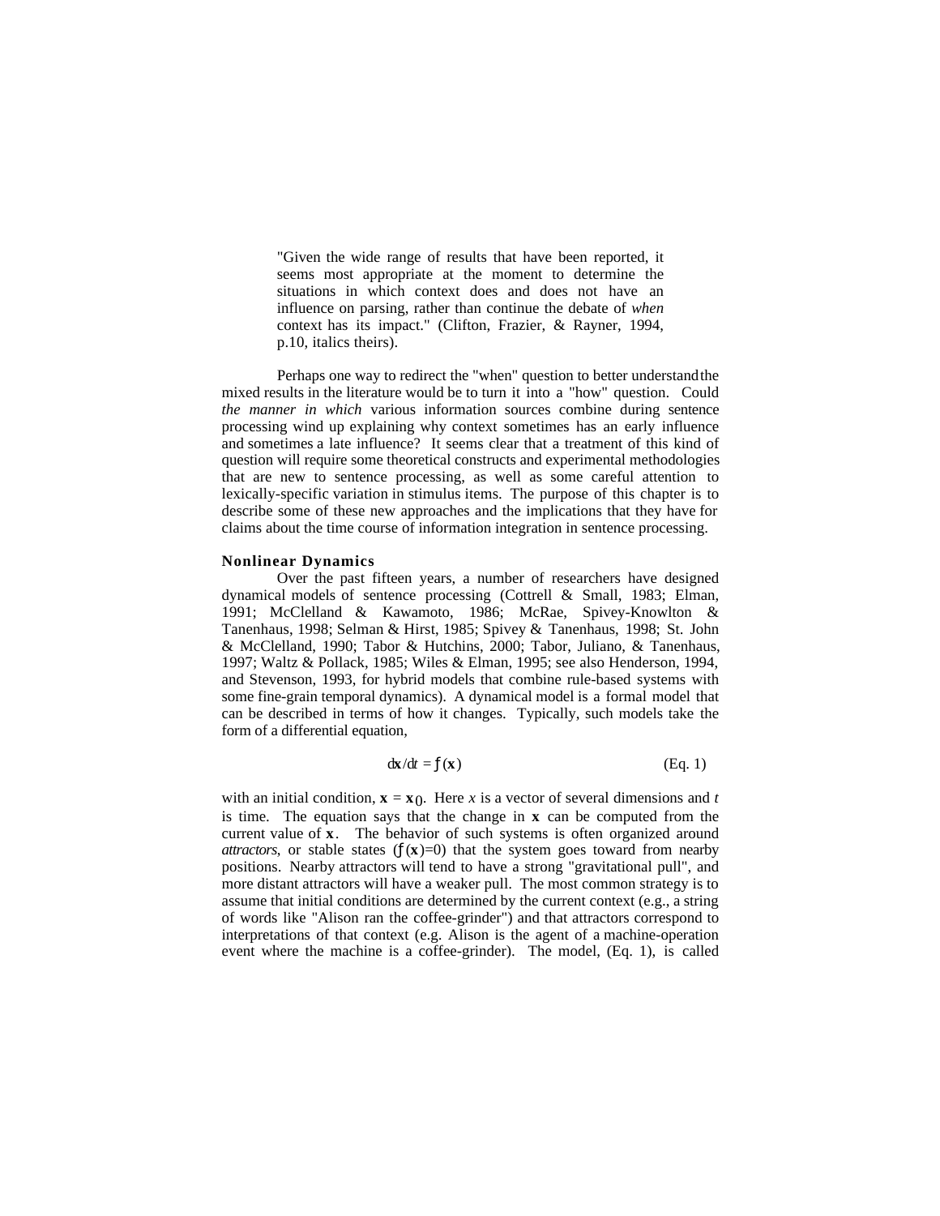> "Given the wide range of results that have been reported, it seems most appropriate at the moment to determine the situations in which context does and does not have an influence on parsing, rather than continue the debate of *when* context has its impact." (Clifton, Frazier, & Rayner, 1994, p.10, italics theirs).

Perhaps one way to redirect the "when" question to better understand the mixed results in the literature would be to turn it into a "how" question. Could *the manner in which* various information sources combine during sentence processing wind up explaining why context sometimes has an early influence and sometimes a late influence? It seems clear that a treatment of this kind of question will require some theoretical constructs and experimental methodologies that are new to sentence processing, as well as some careful attention to lexically-specific variation in stimulus items. The purpose of this chapter is to describe some of these new approaches and the implications that they have for claims about the time course of information integration in sentence processing.

## Nonlinear Dynamics

Over the past fifteen years, a number of researchers have designed dynamical models of sentence processing (Cottrell & Small, 1983; Elman, 1991; McClelland & Kawamoto, 1986; McRae, Spivey-Knowlton & Tanenhaus, 1998; Selman & Hirst, 1985; Spivey & Tanenhaus, 1998; St. John & McClelland, 1990; Tabor & Hutchins, 2000; Tabor, Juliano, & Tanenhaus, 1997; Waltz & Pollack, 1985; Wiles & Elman, 1995; see also Henderson, 1994, and Stevenson, 1993, for hybrid models that combine rule-based systems with some fine-grain temporal dynamics). A dynamical model is a formal model that can be described in terms of how it changes. Typically, such models take the form of a differential equation,

$$d\mathbf{x}/dt = f(\mathbf{x}) \qquad \text{(Eq. 1)}$$

with an initial condition, $\mathbf{x} = \mathbf{x}_0$. Here $x$ is a vector of several dimensions and $t$ is time. The equation says that the change in $\mathbf{x}$ can be computed from the current value of $\mathbf{x}$. The behavior of such systems is often organized around *attractors*, or stable states ($f(\mathbf{x})=0$) that the system goes toward from nearby positions. Nearby attractors will tend to have a strong "gravitational pull", and more distant attractors will have a weaker pull. The most common strategy is to assume that initial conditions are determined by the current context (e.g., a string of words like "Alison ran the coffee-grinder") and that attractors correspond to interpretations of that context (e.g. Alison is the agent of a machine-operation event where the machine is a coffee-grinder). The model, (Eq. 1), is called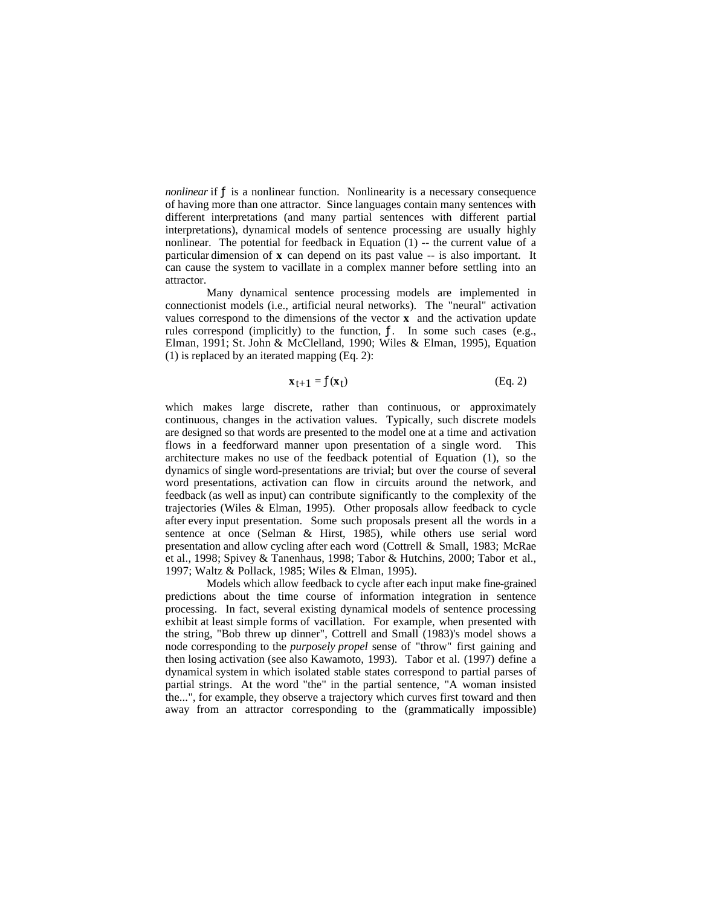*nonlinear* if ƒ is a nonlinear function. Nonlinearity is a necessary consequence of having more than one attractor. Since languages contain many sentences with different interpretations (and many partial sentences with different partial interpretations), dynamical models of sentence processing are usually highly nonlinear. The potential for feedback in Equation (1) -- the current value of a particular dimension of **x** can depend on its past value -- is also important. It can cause the system to vacillate in a complex manner before settling into an attractor.

Many dynamical sentence processing models are implemented in connectionist models (i.e., artificial neural networks). The "neural" activation values correspond to the dimensions of the vector **x** and the activation update rules correspond (implicitly) to the function, ƒ. In some such cases (e.g., Elman, 1991; St. John & McClelland, 1990; Wiles & Elman, 1995), Equation (1) is replaced by an iterated mapping (Eq. 2):

$$\mathbf{x}_{t+1} = f(\mathbf{x}_t) \qquad \text{(Eq. 2)}$$

which makes large discrete, rather than continuous, or approximately continuous, changes in the activation values. Typically, such discrete models are designed so that words are presented to the model one at a time and activation flows in a feedforward manner upon presentation of a single word. This architecture makes no use of the feedback potential of Equation (1), so the dynamics of single word-presentations are trivial; but over the course of several word presentations, activation can flow in circuits around the network, and feedback (as well as input) can contribute significantly to the complexity of the trajectories (Wiles & Elman, 1995). Other proposals allow feedback to cycle after every input presentation. Some such proposals present all the words in a sentence at once (Selman & Hirst, 1985), while others use serial word presentation and allow cycling after each word (Cottrell & Small, 1983; McRae et al., 1998; Spivey & Tanenhaus, 1998; Tabor & Hutchins, 2000; Tabor et al., 1997; Waltz & Pollack, 1985; Wiles & Elman, 1995).

Models which allow feedback to cycle after each input make fine-grained predictions about the time course of information integration in sentence processing. In fact, several existing dynamical models of sentence processing exhibit at least simple forms of vacillation. For example, when presented with the string, "Bob threw up dinner", Cottrell and Small (1983)'s model shows a node corresponding to the *purposely propel* sense of "throw" first gaining and then losing activation (see also Kawamoto, 1993). Tabor et al. (1997) define a dynamical system in which isolated stable states correspond to partial parses of partial strings. At the word "the" in the partial sentence, "A woman insisted the...", for example, they observe a trajectory which curves first toward and then away from an attractor corresponding to the (grammatically impossible)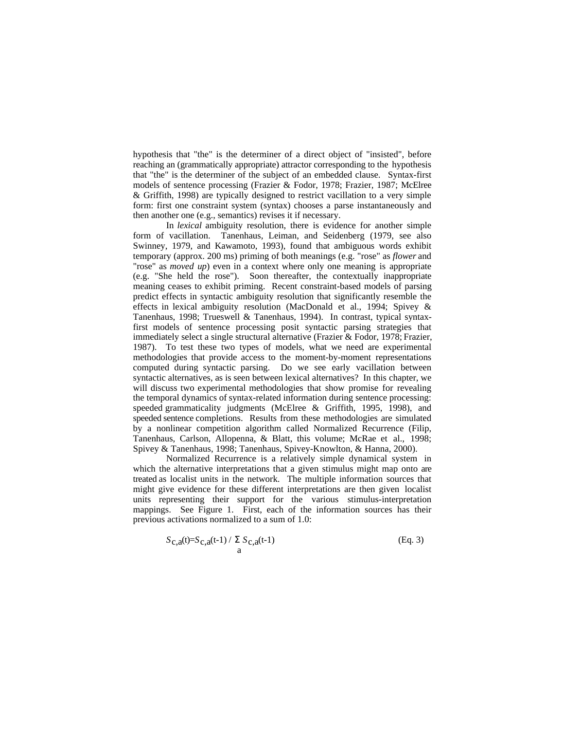hypothesis that "the" is the determiner of a direct object of "insisted", before reaching an (grammatically appropriate) attractor corresponding to the hypothesis that "the" is the determiner of the subject of an embedded clause. Syntax-first models of sentence processing (Frazier & Fodor, 1978; Frazier, 1987; McElree & Griffith, 1998) are typically designed to restrict vacillation to a very simple form: first one constraint system (syntax) chooses a parse instantaneously and then another one (e.g., semantics) revises it if necessary.

In *lexical* ambiguity resolution, there is evidence for another simple form of vacillation. Tanenhaus, Leiman, and Seidenberg (1979, see also Swinney, 1979, and Kawamoto, 1993), found that ambiguous words exhibit temporary (approx. 200 ms) priming of both meanings (e.g. "rose" as *flower* and "rose" as *moved up*) even in a context where only one meaning is appropriate (e.g. "She held the rose"). Soon thereafter, the contextually inappropriate meaning ceases to exhibit priming. Recent constraint-based models of parsing predict effects in syntactic ambiguity resolution that significantly resemble the effects in lexical ambiguity resolution (MacDonald et al., 1994; Spivey & Tanenhaus, 1998; Trueswell & Tanenhaus, 1994). In contrast, typical syntax-first models of sentence processing posit syntactic parsing strategies that immediately select a single structural alternative (Frazier & Fodor, 1978; Frazier, 1987). To test these two types of models, what we need are experimental methodologies that provide access to the moment-by-moment representations computed during syntactic parsing. Do we see early vacillation between syntactic alternatives, as is seen between lexical alternatives? In this chapter, we will discuss two experimental methodologies that show promise for revealing the temporal dynamics of syntax-related information during sentence processing: speeded grammaticality judgments (McElree & Griffith, 1995, 1998), and speeded sentence completions. Results from these methodologies are simulated by a nonlinear competition algorithm called Normalized Recurrence (Filip, Tanenhaus, Carlson, Allopenna, & Blatt, this volume; McRae et al., 1998; Spivey & Tanenhaus, 1998; Tanenhaus, Spivey-Knowlton, & Hanna, 2000).

Normalized Recurrence is a relatively simple dynamical system in which the alternative interpretations that a given stimulus might map onto are treated as localist units in the network. The multiple information sources that might give evidence for these different interpretations are then given localist units representing their support for the various stimulus-interpretation mappings. See Figure 1. First, each of the information sources has their previous activations normalized to a sum of 1.0:

$$S_{c,a}(t)=S_{c,a}(t-1) \,/\, \sum_{a} S_{c,a}(t-1) \qquad \text{(Eq. 3)}$$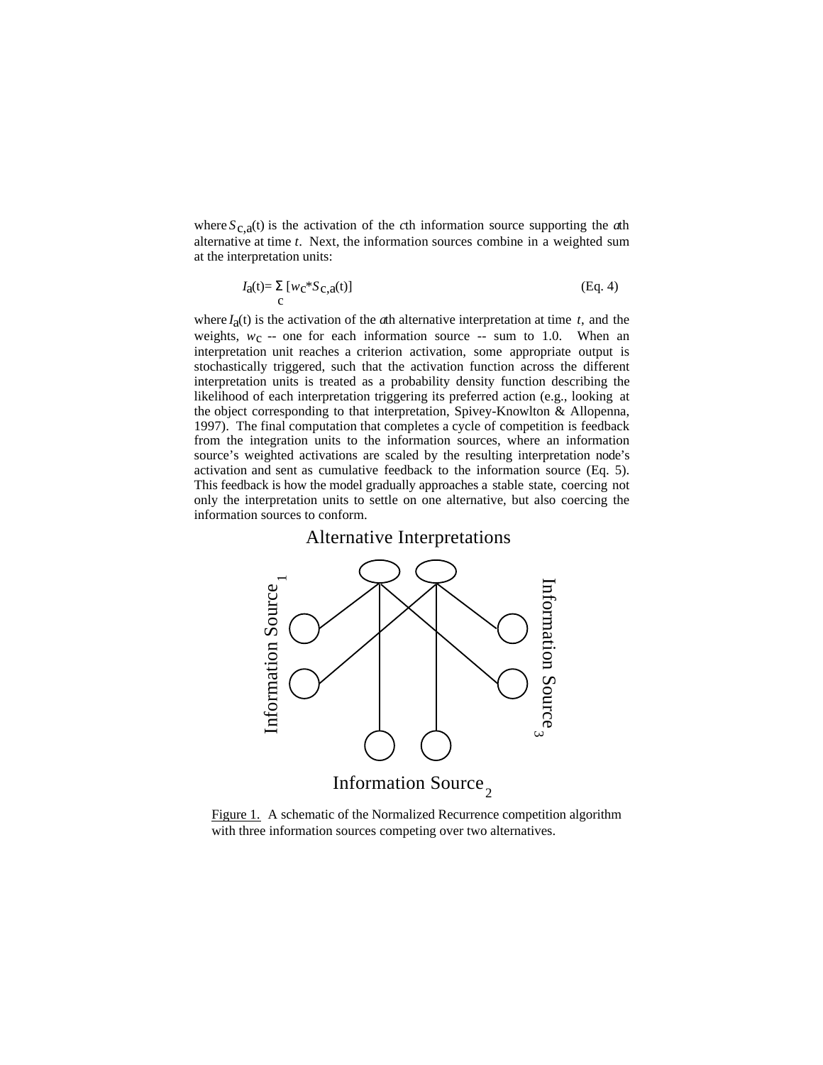where $S_{c,a}(t)$ is the activation of the *c*th information source supporting the *a*th alternative at time *t*. Next, the information sources combine in a weighted sum at the interpretation units:

$$I_a(t) = \sum_c [w_c * S_{c,a}(t)] \qquad \text{(Eq. 4)}$$

where $I_a(t)$ is the activation of the *a*th alternative interpretation at time *t*, and the weights, $w_c$ -- one for each information source -- sum to 1.0. When an interpretation unit reaches a criterion activation, some appropriate output is stochastically triggered, such that the activation function across the different interpretation units is treated as a probability density function describing the likelihood of each interpretation triggering its preferred action (e.g., looking at the object corresponding to that interpretation, Spivey-Knowlton & Allopenna, 1997). The final computation that completes a cycle of competition is feedback from the integration units to the information sources, where an information source's weighted activations are scaled by the resulting interpretation node's activation and sent as cumulative feedback to the information source (Eq. 5). This feedback is how the model gradually approaches a stable state, coercing not only the interpretation units to settle on one alternative, but also coercing the information sources to conform.

Alternative Interpretations

Information Source 1

Information Source 2

Information Source 3

Figure 1. A schematic of the Normalized Recurrence competition algorithm with three information sources competing over two alternatives.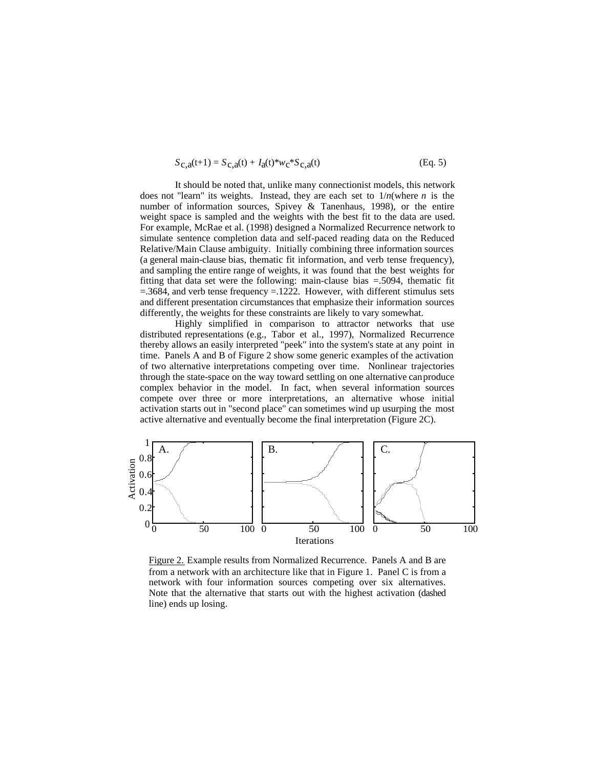$$S_{c,a}(t+1) = S_{c,a}(t) + I_a(t)*w_c*S_{c,a}(t) \qquad \text{(Eq. 5)}$$

It should be noted that, unlike many connectionist models, this network does not "learn" its weights. Instead, they are each set to $1/n$(where $n$ is the number of information sources, Spivey & Tanenhaus, 1998), or the entire weight space is sampled and the weights with the best fit to the data are used. For example, McRae et al. (1998) designed a Normalized Recurrence network to simulate sentence completion data and self-paced reading data on the Reduced Relative/Main Clause ambiguity. Initially combining three information sources (a general main-clause bias, thematic fit information, and verb tense frequency), and sampling the entire range of weights, it was found that the best weights for fitting that data set were the following: main-clause bias =.5094, thematic fit =.3684, and verb tense frequency =.1222. However, with different stimulus sets and different presentation circumstances that emphasize their information sources differently, the weights for these constraints are likely to vary somewhat.

Highly simplified in comparison to attractor networks that use distributed representations (e.g., Tabor et al., 1997), Normalized Recurrence thereby allows an easily interpreted "peek" into the system's state at any point in time. Panels A and B of Figure 2 show some generic examples of the activation of two alternative interpretations competing over time. Nonlinear trajectories through the state-space on the way toward settling on one alternative can produce complex behavior in the model. In fact, when several information sources compete over three or more interpretations, an alternative whose initial activation starts out in "second place" can sometimes wind up usurping the most active alternative and eventually become the final interpretation (Figure 2C).

A. B. C.
Activation
1
0.8
0.6
0.4
0.2
0
0 50 100 0 50 100 0 50 100
Iterations

Figure 2. Example results from Normalized Recurrence. Panels A and B are from a network with an architecture like that in Figure 1. Panel C is from a network with four information sources competing over six alternatives. Note that the alternative that starts out with the highest activation (dashed line) ends up losing.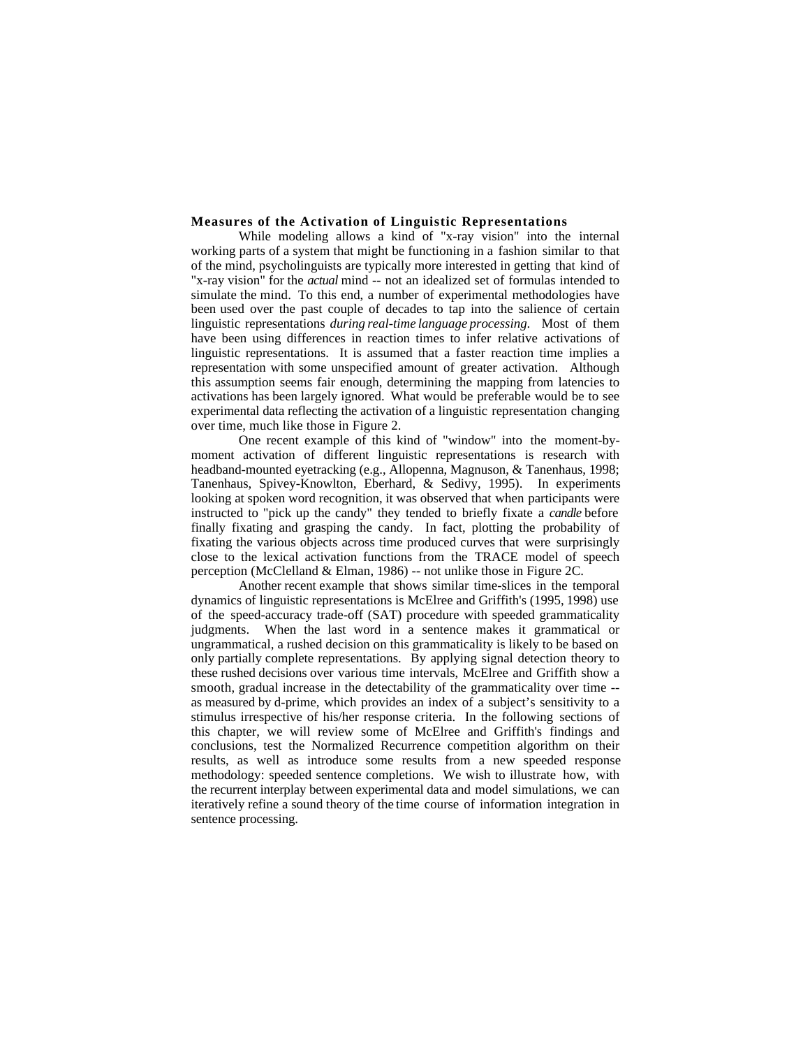**Measures of the Activation of Linguistic Representations**

While modeling allows a kind of "x-ray vision" into the internal working parts of a system that might be functioning in a fashion similar to that of the mind, psycholinguists are typically more interested in getting that kind of "x-ray vision" for the *actual* mind -- not an idealized set of formulas intended to simulate the mind. To this end, a number of experimental methodologies have been used over the past couple of decades to tap into the salience of certain linguistic representations *during real-time language processing*. Most of them have been using differences in reaction times to infer relative activations of linguistic representations. It is assumed that a faster reaction time implies a representation with some unspecified amount of greater activation. Although this assumption seems fair enough, determining the mapping from latencies to activations has been largely ignored. What would be preferable would be to see experimental data reflecting the activation of a linguistic representation changing over time, much like those in Figure 2.

One recent example of this kind of "window" into the moment-by-moment activation of different linguistic representations is research with headband-mounted eyetracking (e.g., Allopenna, Magnuson, & Tanenhaus, 1998; Tanenhaus, Spivey-Knowlton, Eberhard, & Sedivy, 1995). In experiments looking at spoken word recognition, it was observed that when participants were instructed to "pick up the candy" they tended to briefly fixate a *candle* before finally fixating and grasping the candy. In fact, plotting the probability of fixating the various objects across time produced curves that were surprisingly close to the lexical activation functions from the TRACE model of speech perception (McClelland & Elman, 1986) -- not unlike those in Figure 2C.

Another recent example that shows similar time-slices in the temporal dynamics of linguistic representations is McElree and Griffith's (1995, 1998) use of the speed-accuracy trade-off (SAT) procedure with speeded grammaticality judgments. When the last word in a sentence makes it grammatical or ungrammatical, a rushed decision on this grammaticality is likely to be based on only partially complete representations. By applying signal detection theory to these rushed decisions over various time intervals, McElree and Griffith show a smooth, gradual increase in the detectability of the grammaticality over time -- as measured by d-prime, which provides an index of a subject's sensitivity to a stimulus irrespective of his/her response criteria. In the following sections of this chapter, we will review some of McElree and Griffith's findings and conclusions, test the Normalized Recurrence competition algorithm on their results, as well as introduce some results from a new speeded response methodology: speeded sentence completions. We wish to illustrate how, with the recurrent interplay between experimental data and model simulations, we can iteratively refine a sound theory of the time course of information integration in sentence processing.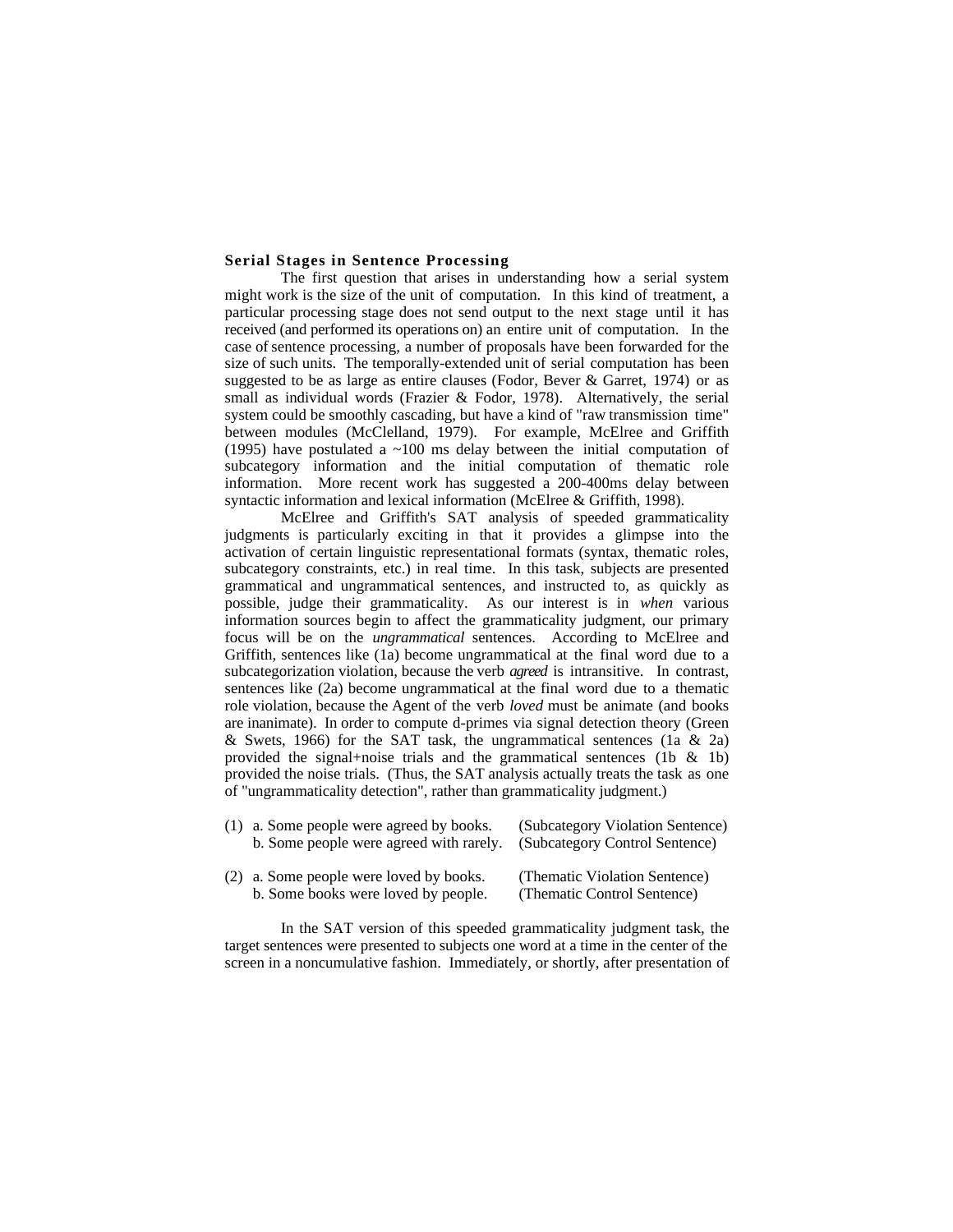**Serial Stages in Sentence Processing**

The first question that arises in understanding how a serial system might work is the size of the unit of computation. In this kind of treatment, a particular processing stage does not send output to the next stage until it has received (and performed its operations on) an entire unit of computation. In the case of sentence processing, a number of proposals have been forwarded for the size of such units. The temporally-extended unit of serial computation has been suggested to be as large as entire clauses (Fodor, Bever & Garret, 1974) or as small as individual words (Frazier & Fodor, 1978). Alternatively, the serial system could be smoothly cascading, but have a kind of "raw transmission time" between modules (McClelland, 1979). For example, McElree and Griffith (1995) have postulated a ~100 ms delay between the initial computation of subcategory information and the initial computation of thematic role information. More recent work has suggested a 200-400ms delay between syntactic information and lexical information (McElree & Griffith, 1998).

McElree and Griffith's SAT analysis of speeded grammaticality judgments is particularly exciting in that it provides a glimpse into the activation of certain linguistic representational formats (syntax, thematic roles, subcategory constraints, etc.) in real time. In this task, subjects are presented grammatical and ungrammatical sentences, and instructed to, as quickly as possible, judge their grammaticality. As our interest is in *when* various information sources begin to affect the grammaticality judgment, our primary focus will be on the *ungrammatical* sentences. According to McElree and Griffith, sentences like (1a) become ungrammatical at the final word due to a subcategorization violation, because the verb *agreed* is intransitive. In contrast, sentences like (2a) become ungrammatical at the final word due to a thematic role violation, because the Agent of the verb *loved* must be animate (and books are inanimate). In order to compute d-primes via signal detection theory (Green & Swets, 1966) for the SAT task, the ungrammatical sentences (1a & 2a) provided the signal+noise trials and the grammatical sentences (1b & 1b) provided the noise trials. (Thus, the SAT analysis actually treats the task as one of "ungrammaticality detection", rather than grammaticality judgment.)

(1) a. Some people were agreed by books. (Subcategory Violation Sentence)
    b. Some people were agreed with rarely. (Subcategory Control Sentence)

(2) a. Some people were loved by books. (Thematic Violation Sentence)
    b. Some books were loved by people. (Thematic Control Sentence)

In the SAT version of this speeded grammaticality judgment task, the target sentences were presented to subjects one word at a time in the center of the screen in a noncumulative fashion. Immediately, or shortly, after presentation of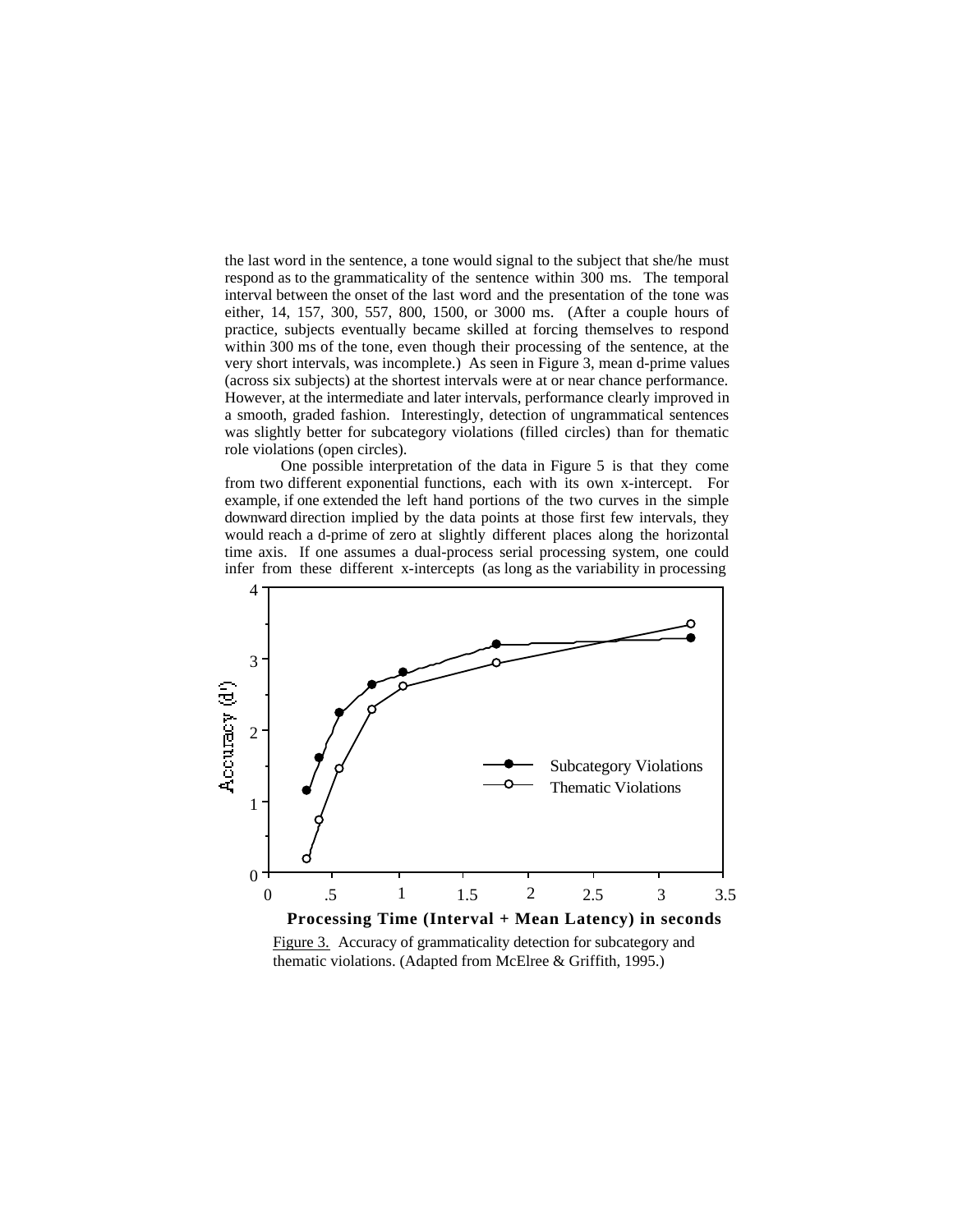the last word in the sentence, a tone would signal to the subject that she/he must respond as to the grammaticality of the sentence within 300 ms. The temporal interval between the onset of the last word and the presentation of the tone was either, 14, 157, 300, 557, 800, 1500, or 3000 ms. (After a couple hours of practice, subjects eventually became skilled at forcing themselves to respond within 300 ms of the tone, even though their processing of the sentence, at the very short intervals, was incomplete.) As seen in Figure 3, mean d-prime values (across six subjects) at the shortest intervals were at or near chance performance. However, at the intermediate and later intervals, performance clearly improved in a smooth, graded fashion. Interestingly, detection of ungrammatical sentences was slightly better for subcategory violations (filled circles) than for thematic role violations (open circles).

One possible interpretation of the data in Figure 5 is that they come from two different exponential functions, each with its own x-intercept. For example, if one extended the left hand portions of the two curves in the simple downward direction implied by the data points at those first few intervals, they would reach a d-prime of zero at slightly different places along the horizontal time axis. If one assumes a dual-process serial processing system, one could infer from these different x-intercepts (as long as the variability in processing

Accuracy (d')
4
3
2
1
0
0 .5 1 1.5 2 2.5 3 3.5
Processing Time (Interval + Mean Latency) in seconds
Subcategory Violations
Thematic Violations

Figure 3. Accuracy of grammaticality detection for subcategory and thematic violations. (Adapted from McElree & Griffith, 1995.)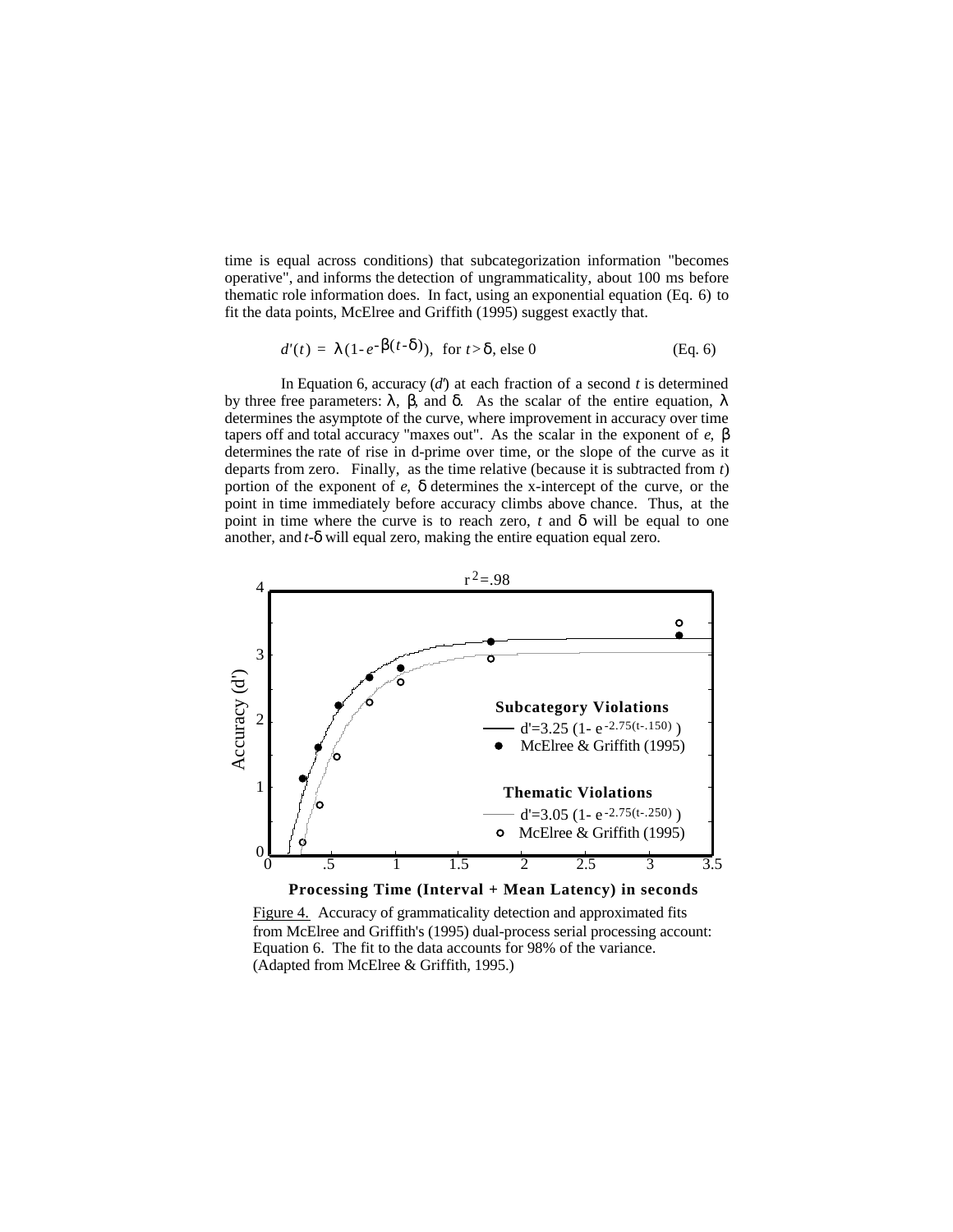time is equal across conditions) that subcategorization information "becomes operative", and informs the detection of ungrammaticality, about 100 ms before thematic role information does. In fact, using an exponential equation (Eq. 6) to fit the data points, McElree and Griffith (1995) suggest exactly that.

$$d'(t) = \lambda(1 - e^{-\beta(t-\delta)}), \text{ for } t > \delta, \text{ else } 0 \qquad \text{(Eq. 6)}$$

In Equation 6, accuracy ($d'$) at each fraction of a second $t$ is determined by three free parameters: $\lambda$, $\beta$, and $\delta$. As the scalar of the entire equation, $\lambda$ determines the asymptote of the curve, where improvement in accuracy over time tapers off and total accuracy "maxes out". As the scalar in the exponent of $e$, $\beta$ determines the rate of rise in d-prime over time, or the slope of the curve as it departs from zero. Finally, as the time relative (because it is subtracted from $t$) portion of the exponent of $e$, $\delta$ determines the x-intercept of the curve, or the point in time immediately before accuracy climbs above chance. Thus, at the point in time where the curve is to reach zero, $t$ and $\delta$ will be equal to one another, and $t$-$\delta$ will equal zero, making the entire equation equal zero.

$r^2$=.98

Accuracy (d')

0
1
2
3
4

0 .5 1 1.5 2 2.5 3 3.5

**Subcategory Violations**

$d'=3.25\ (1 - e^{-2.75(t-.150)})$

McElree & Griffith (1995)

**Thematic Violations**

$d'=3.05\ (1 - e^{-2.75(t-.250)})$

McElree & Griffith (1995)

**Processing Time (Interval + Mean Latency) in seconds**

Figure 4. Accuracy of grammaticality detection and approximated fits from McElree and Griffith's (1995) dual-process serial processing account: Equation 6. The fit to the data accounts for 98% of the variance. (Adapted from McElree & Griffith, 1995.)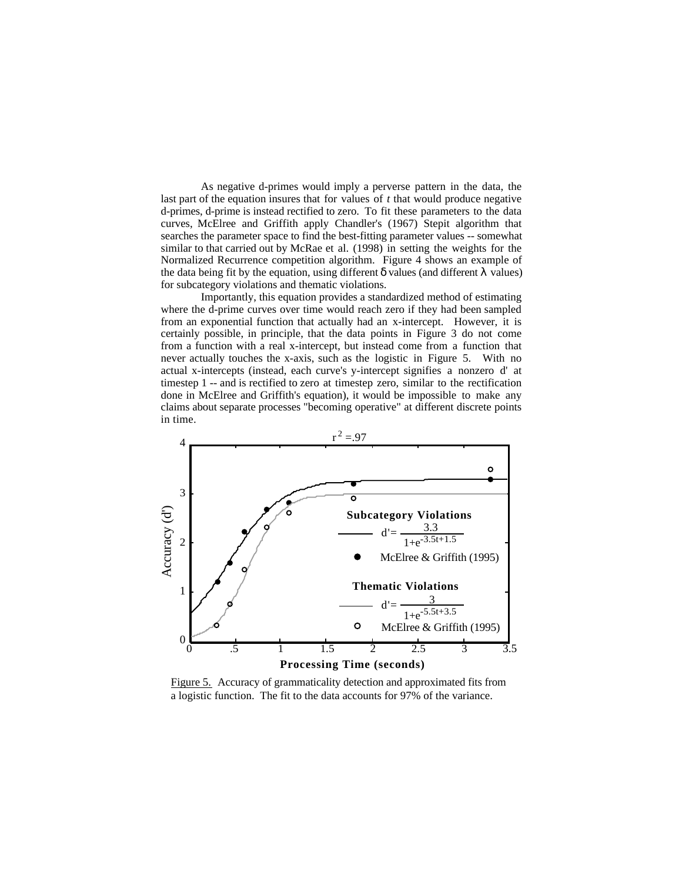As negative d-primes would imply a perverse pattern in the data, the last part of the equation insures that for values of *t* that would produce negative d-primes, d-prime is instead rectified to zero. To fit these parameters to the data curves, McElree and Griffith apply Chandler's (1967) Stepit algorithm that searches the parameter space to find the best-fitting parameter values -- somewhat similar to that carried out by McRae et al. (1998) in setting the weights for the Normalized Recurrence competition algorithm. Figure 4 shows an example of the data being fit by the equation, using different $\delta$ values (and different $\lambda$ values) for subcategory violations and thematic violations.

Importantly, this equation provides a standardized method of estimating where the d-prime curves over time would reach zero if they had been sampled from an exponential function that actually had an x-intercept. However, it is certainly possible, in principle, that the data points in Figure 3 do not come from a function with a real x-intercept, but instead come from a function that never actually touches the x-axis, such as the logistic in Figure 5. With no actual x-intercepts (instead, each curve's y-intercept signifies a nonzero d' at timestep 1 -- and is rectified to zero at timestep zero, similar to the rectification done in McElree and Griffith's equation), it would be impossible to make any claims about separate processes "becoming operative" at different discrete points in time.

$r^2 = .97$

Accuracy (d')

0
1
2
3
4

0
.5
1
1.5
2
2.5
3
3.5

Processing Time (seconds)

**Subcategory Violations**

$$d' = \frac{3.3}{1+e^{-3.5t+1.5}}$$

McElree & Griffith (1995)

**Thematic Violations**

$$d' = \frac{3}{1+e^{-5.5t+3.5}}$$

McElree & Griffith (1995)

Figure 5. Accuracy of grammaticality detection and approximated fits from a logistic function. The fit to the data accounts for 97% of the variance.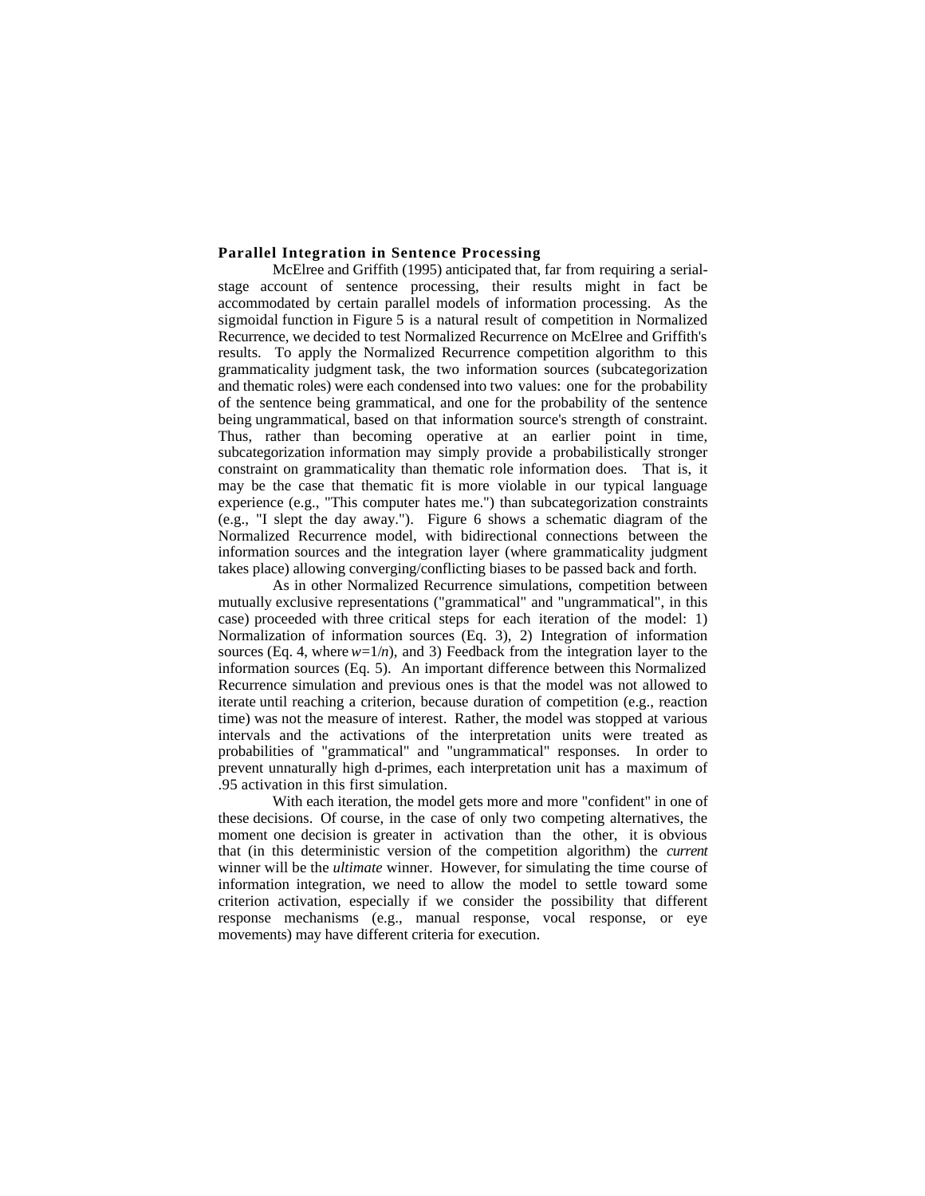**Parallel Integration in Sentence Processing**

McElree and Griffith (1995) anticipated that, far from requiring a serial-stage account of sentence processing, their results might in fact be accommodated by certain parallel models of information processing. As the sigmoidal function in Figure 5 is a natural result of competition in Normalized Recurrence, we decided to test Normalized Recurrence on McElree and Griffith's results. To apply the Normalized Recurrence competition algorithm to this grammaticality judgment task, the two information sources (subcategorization and thematic roles) were each condensed into two values: one for the probability of the sentence being grammatical, and one for the probability of the sentence being ungrammatical, based on that information source's strength of constraint. Thus, rather than becoming operative at an earlier point in time, subcategorization information may simply provide a probabilistically stronger constraint on grammaticality than thematic role information does. That is, it may be the case that thematic fit is more violable in our typical language experience (e.g., "This computer hates me.") than subcategorization constraints (e.g., "I slept the day away."). Figure 6 shows a schematic diagram of the Normalized Recurrence model, with bidirectional connections between the information sources and the integration layer (where grammaticality judgment takes place) allowing converging/conflicting biases to be passed back and forth.

As in other Normalized Recurrence simulations, competition between mutually exclusive representations ("grammatical" and "ungrammatical", in this case) proceeded with three critical steps for each iteration of the model: 1) Normalization of information sources (Eq. 3), 2) Integration of information sources (Eq. 4, where $w=1/n$), and 3) Feedback from the integration layer to the information sources (Eq. 5). An important difference between this Normalized Recurrence simulation and previous ones is that the model was not allowed to iterate until reaching a criterion, because duration of competition (e.g., reaction time) was not the measure of interest. Rather, the model was stopped at various intervals and the activations of the interpretation units were treated as probabilities of "grammatical" and "ungrammatical" responses. In order to prevent unnaturally high d-primes, each interpretation unit has a maximum of .95 activation in this first simulation.

With each iteration, the model gets more and more "confident" in one of these decisions. Of course, in the case of only two competing alternatives, the moment one decision is greater in activation than the other, it is obvious that (in this deterministic version of the competition algorithm) the *current* winner will be the *ultimate* winner. However, for simulating the time course of information integration, we need to allow the model to settle toward some criterion activation, especially if we consider the possibility that different response mechanisms (e.g., manual response, vocal response, or eye movements) may have different criteria for execution.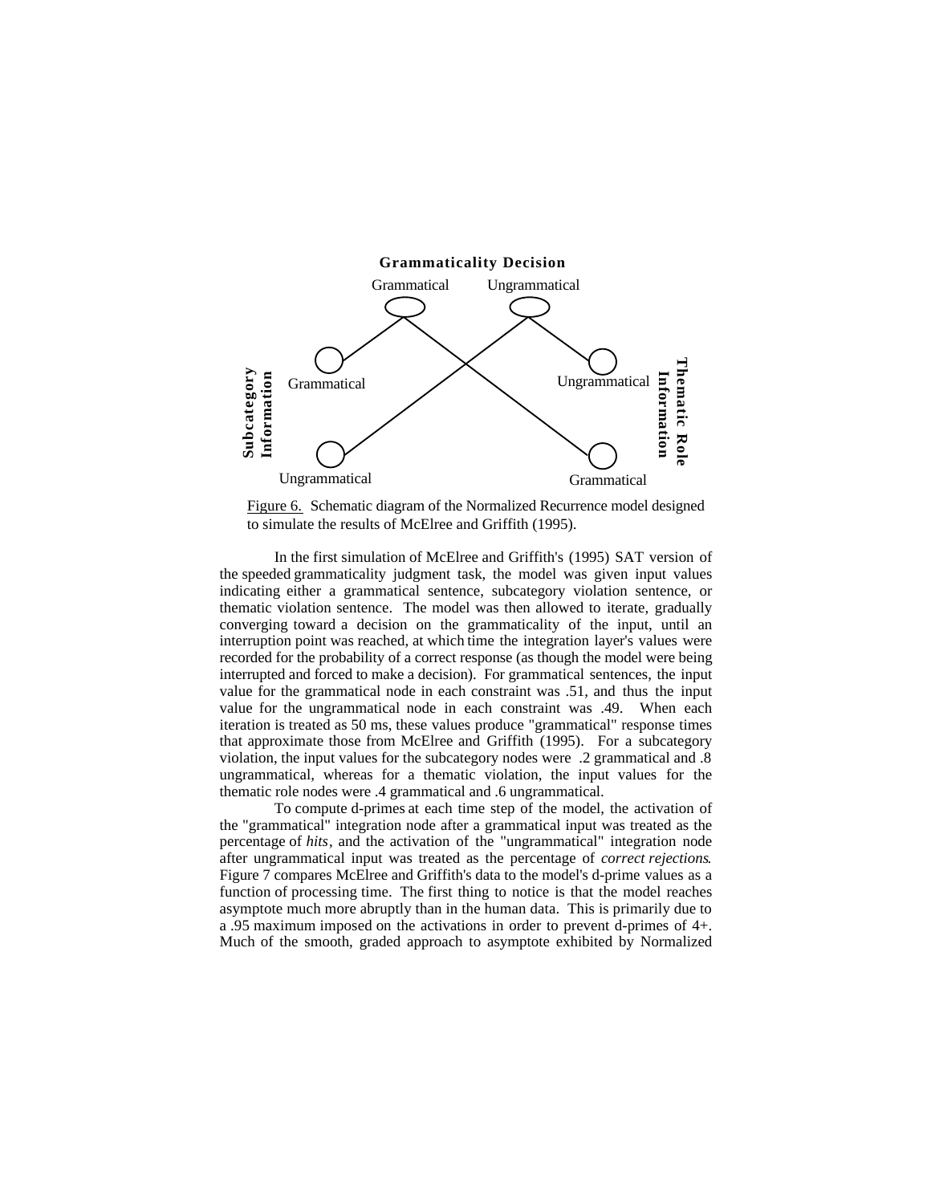**Grammaticality Decision**

Grammatical

Ungrammatical

Subcategory Information

Grammatical

Ungrammatical

Thematic Role Information

Ungrammatical

Grammatical

Figure 6. Schematic diagram of the Normalized Recurrence model designed to simulate the results of McElree and Griffith (1995).

In the first simulation of McElree and Griffith's (1995) SAT version of the speeded grammaticality judgment task, the model was given input values indicating either a grammatical sentence, subcategory violation sentence, or thematic violation sentence. The model was then allowed to iterate, gradually converging toward a decision on the grammaticality of the input, until an interruption point was reached, at which time the integration layer's values were recorded for the probability of a correct response (as though the model were being interrupted and forced to make a decision). For grammatical sentences, the input value for the grammatical node in each constraint was .51, and thus the input value for the ungrammatical node in each constraint was .49. When each iteration is treated as 50 ms, these values produce "grammatical" response times that approximate those from McElree and Griffith (1995). For a subcategory violation, the input values for the subcategory nodes were .2 grammatical and .8 ungrammatical, whereas for a thematic violation, the input values for the thematic role nodes were .4 grammatical and .6 ungrammatical.

To compute d-primes at each time step of the model, the activation of the "grammatical" integration node after a grammatical input was treated as the percentage of *hits*, and the activation of the "ungrammatical" integration node after ungrammatical input was treated as the percentage of *correct rejections*. Figure 7 compares McElree and Griffith's data to the model's d-prime values as a function of processing time. The first thing to notice is that the model reaches asymptote much more abruptly than in the human data. This is primarily due to a .95 maximum imposed on the activations in order to prevent d-primes of 4+. Much of the smooth, graded approach to asymptote exhibited by Normalized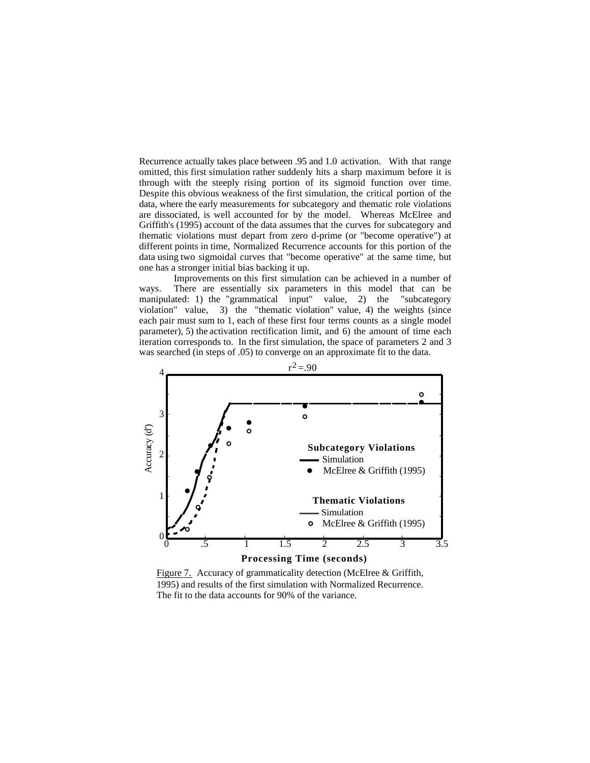Recurrence actually takes place between .95 and 1.0 activation. With that range omitted, this first simulation rather suddenly hits a sharp maximum before it is through with the steeply rising portion of its sigmoid function over time. Despite this obvious weakness of the first simulation, the critical portion of the data, where the early measurements for subcategory and thematic role violations are dissociated, is well accounted for by the model. Whereas McElree and Griffith's (1995) account of the data assumes that the curves for subcategory and thematic violations must depart from zero d-prime (or "become operative") at different points in time, Normalized Recurrence accounts for this portion of the data using two sigmoidal curves that "become operative" at the same time, but one has a stronger initial bias backing it up.

Improvements on this first simulation can be achieved in a number of ways. There are essentially six parameters in this model that can be manipulated: 1) the "grammatical input" value, 2) the "subcategory violation" value, 3) the "thematic violation" value, 4) the weights (since each pair must sum to 1, each of these first four terms counts as a single model parameter), 5) the activation rectification limit, and 6) the amount of time each iteration corresponds to. In the first simulation, the space of parameters 2 and 3 was searched (in steps of .05) to converge on an approximate fit to the data.

$r^2 = .90$

Accuracy (d')

0
1
2
3
4

0
.5
1
1.5
2
2.5
3
3.5

Processing Time (seconds)

**Subcategory Violations**
Simulation
McElree & Griffith (1995)

**Thematic Violations**
Simulation
McElree & Griffith (1995)

Figure 7. Accuracy of grammaticality detection (McElree & Griffith, 1995) and results of the first simulation with Normalized Recurrence. The fit to the data accounts for 90% of the variance.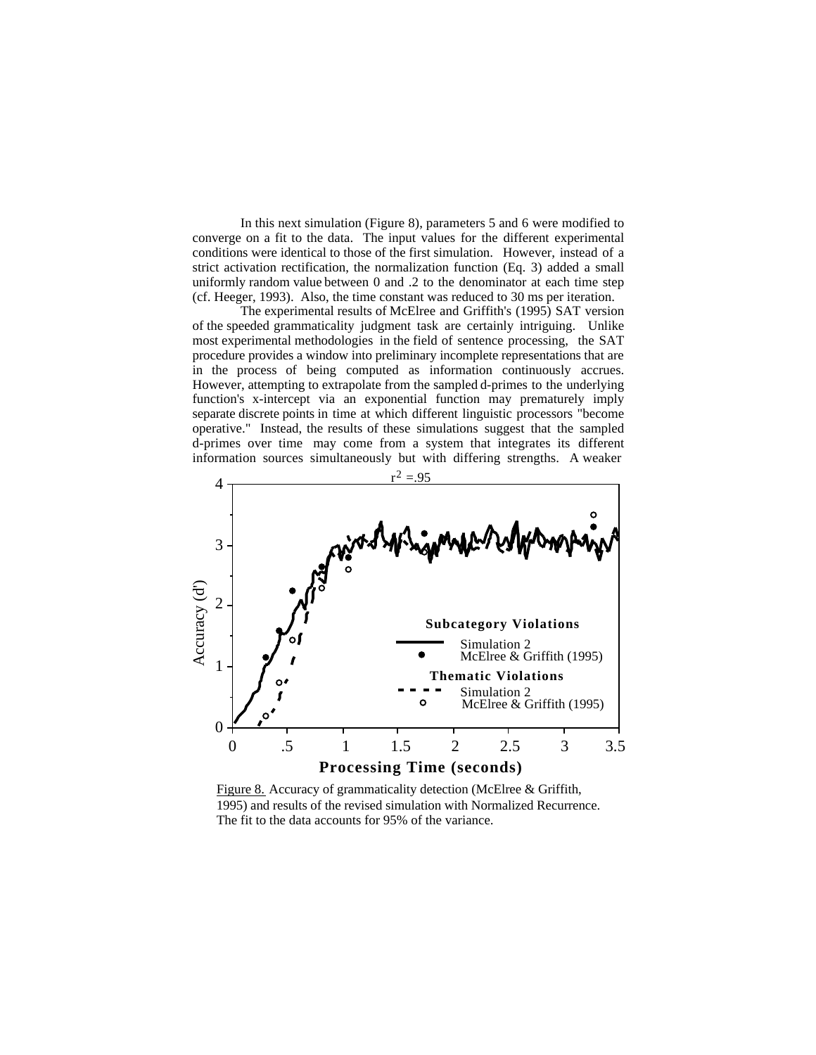In this next simulation (Figure 8), parameters 5 and 6 were modified to converge on a fit to the data. The input values for the different experimental conditions were identical to those of the first simulation. However, instead of a strict activation rectification, the normalization function (Eq. 3) added a small uniformly random value between 0 and .2 to the denominator at each time step (cf. Heeger, 1993). Also, the time constant was reduced to 30 ms per iteration.

The experimental results of McElree and Griffith's (1995) SAT version of the speeded grammaticality judgment task are certainly intriguing. Unlike most experimental methodologies in the field of sentence processing, the SAT procedure provides a window into preliminary incomplete representations that are in the process of being computed as information continuously accrues. However, attempting to extrapolate from the sampled d-primes to the underlying function's x-intercept via an exponential function may prematurely imply separate discrete points in time at which different linguistic processors "become operative." Instead, the results of these simulations suggest that the sampled d-primes over time may come from a system that integrates its different information sources simultaneously but with differing strengths. A weaker

$r^2$ =.95

Accuracy (d')

0
1
2
3
4

0
.5
1
1.5
2
2.5
3
3.5

Processing Time (seconds)

**Subcategory Violations**

Simulation 2

McElree & Griffith (1995)

**Thematic Violations**

Simulation 2

McElree & Griffith (1995)

Figure 8. Accuracy of grammaticality detection (McElree & Griffith, 1995) and results of the revised simulation with Normalized Recurrence. The fit to the data accounts for 95% of the variance.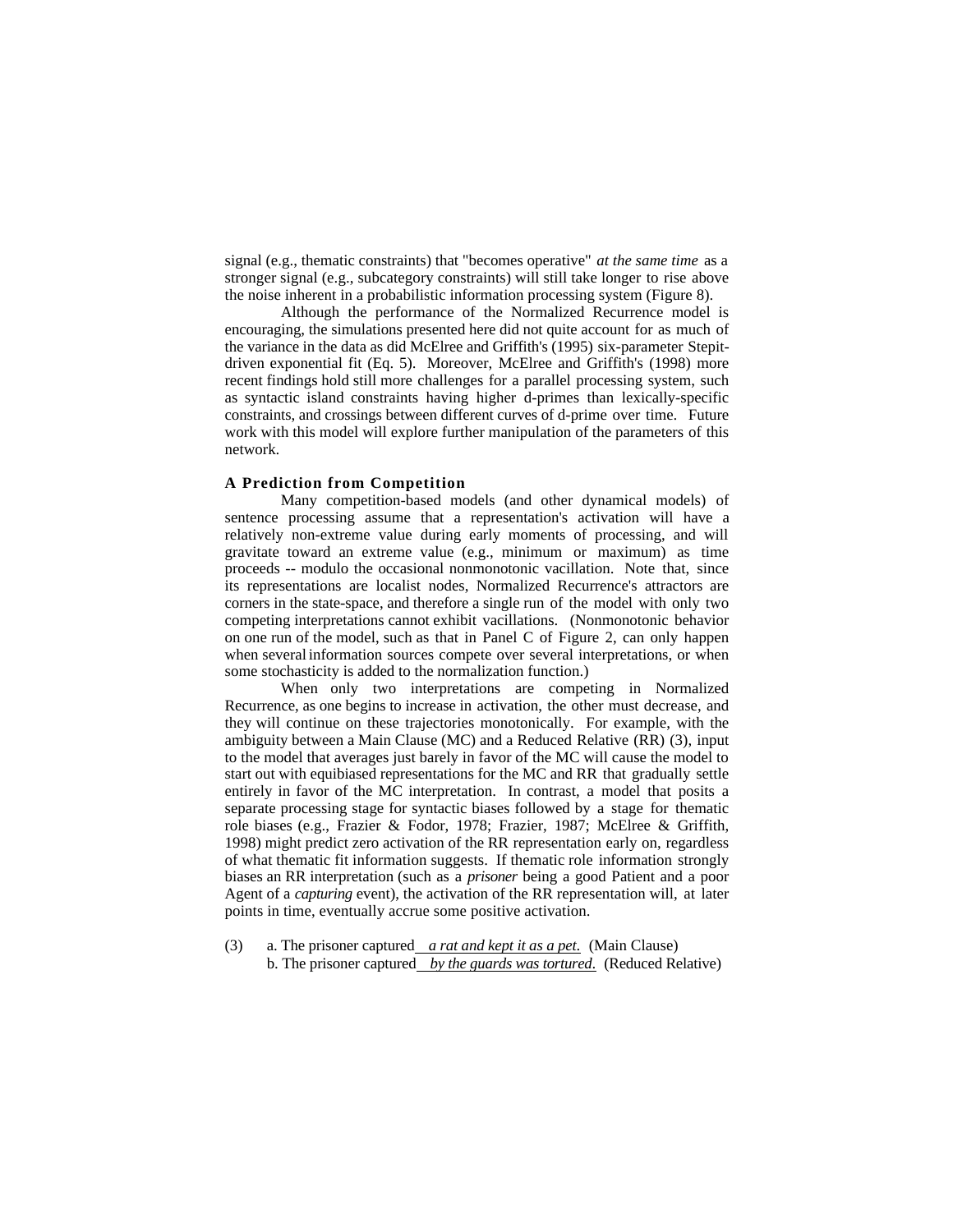signal (e.g., thematic constraints) that "becomes operative" *at the same time* as a stronger signal (e.g., subcategory constraints) will still take longer to rise above the noise inherent in a probabilistic information processing system (Figure 8).

Although the performance of the Normalized Recurrence model is encouraging, the simulations presented here did not quite account for as much of the variance in the data as did McElree and Griffith's (1995) six-parameter Stepit-driven exponential fit (Eq. 5). Moreover, McElree and Griffith's (1998) more recent findings hold still more challenges for a parallel processing system, such as syntactic island constraints having higher d-primes than lexically-specific constraints, and crossings between different curves of d-prime over time. Future work with this model will explore further manipulation of the parameters of this network.

### A Prediction from Competition

Many competition-based models (and other dynamical models) of sentence processing assume that a representation's activation will have a relatively non-extreme value during early moments of processing, and will gravitate toward an extreme value (e.g., minimum or maximum) as time proceeds -- modulo the occasional nonmonotonic vacillation. Note that, since its representations are localist nodes, Normalized Recurrence's attractors are corners in the state-space, and therefore a single run of the model with only two competing interpretations cannot exhibit vacillations. (Nonmonotonic behavior on one run of the model, such as that in Panel C of Figure 2, can only happen when several information sources compete over several interpretations, or when some stochasticity is added to the normalization function.)

When only two interpretations are competing in Normalized Recurrence, as one begins to increase in activation, the other must decrease, and they will continue on these trajectories monotonically. For example, with the ambiguity between a Main Clause (MC) and a Reduced Relative (RR) (3), input to the model that averages just barely in favor of the MC will cause the model to start out with equibiased representations for the MC and RR that gradually settle entirely in favor of the MC interpretation. In contrast, a model that posits a separate processing stage for syntactic biases followed by a stage for thematic role biases (e.g., Frazier & Fodor, 1978; Frazier, 1987; McElree & Griffith, 1998) might predict zero activation of the RR representation early on, regardless of what thematic fit information suggests. If thematic role information strongly biases an RR interpretation (such as a *prisoner* being a good Patient and a poor Agent of a *capturing* event), the activation of the RR representation will, at later points in time, eventually accrue some positive activation.

(3) a. The prisoner captured <u>*a rat and kept it as a pet.*</u> (Main Clause)
b. The prisoner captured <u>*by the guards was tortured.*</u> (Reduced Relative)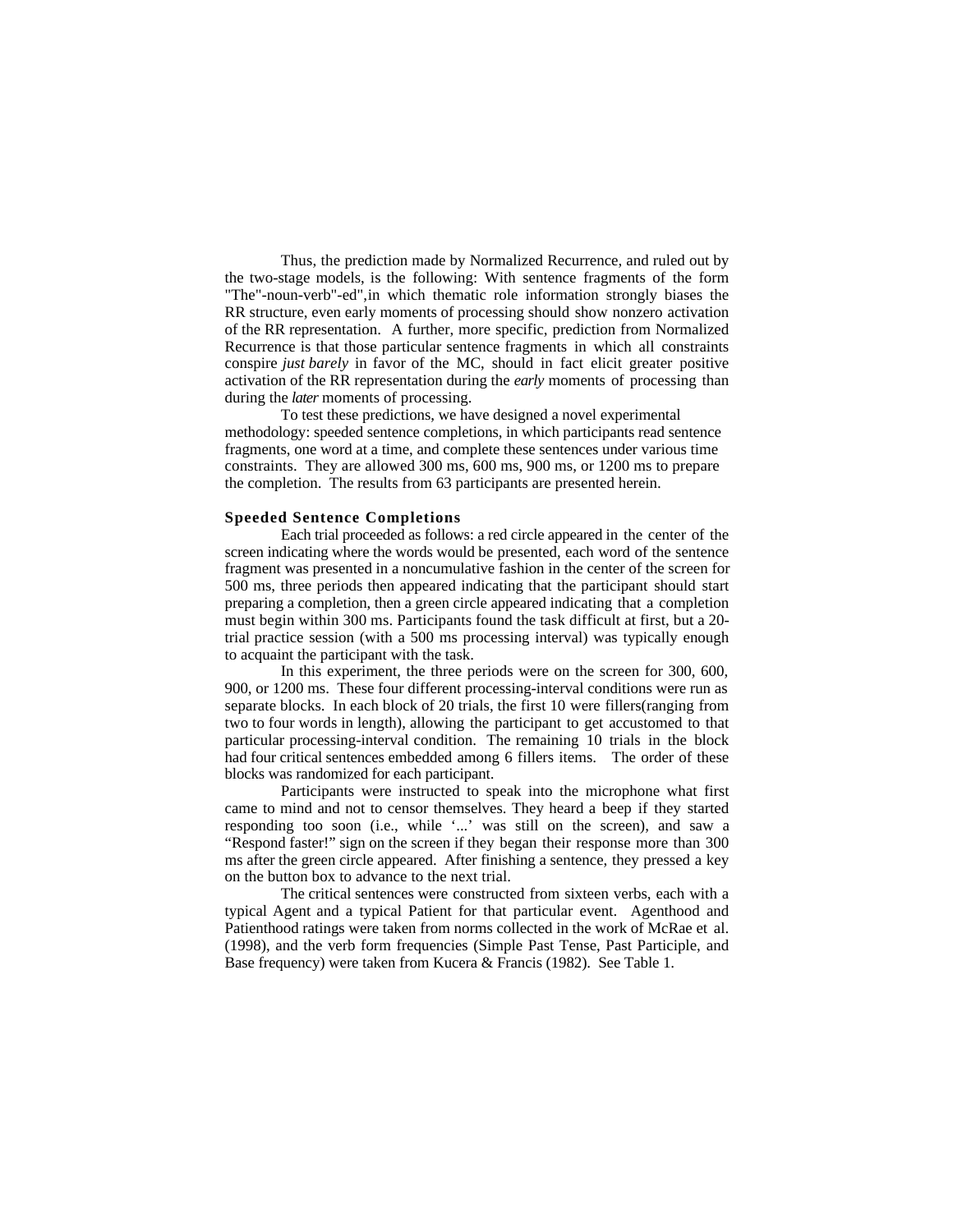Thus, the prediction made by Normalized Recurrence, and ruled out by the two-stage models, is the following: With sentence fragments of the form "The"-noun-verb"-ed",in which thematic role information strongly biases the RR structure, even early moments of processing should show nonzero activation of the RR representation. A further, more specific, prediction from Normalized Recurrence is that those particular sentence fragments in which all constraints conspire *just barely* in favor of the MC, should in fact elicit greater positive activation of the RR representation during the *early* moments of processing than during the *later* moments of processing.

To test these predictions, we have designed a novel experimental methodology: speeded sentence completions, in which participants read sentence fragments, one word at a time, and complete these sentences under various time constraints. They are allowed 300 ms, 600 ms, 900 ms, or 1200 ms to prepare the completion. The results from 63 participants are presented herein.

### Speeded Sentence Completions

Each trial proceeded as follows: a red circle appeared in the center of the screen indicating where the words would be presented, each word of the sentence fragment was presented in a noncumulative fashion in the center of the screen for 500 ms, three periods then appeared indicating that the participant should start preparing a completion, then a green circle appeared indicating that a completion must begin within 300 ms. Participants found the task difficult at first, but a 20-trial practice session (with a 500 ms processing interval) was typically enough to acquaint the participant with the task.

In this experiment, the three periods were on the screen for 300, 600, 900, or 1200 ms. These four different processing-interval conditions were run as separate blocks. In each block of 20 trials, the first 10 were fillers(ranging from two to four words in length), allowing the participant to get accustomed to that particular processing-interval condition. The remaining 10 trials in the block had four critical sentences embedded among 6 fillers items. The order of these blocks was randomized for each participant.

Participants were instructed to speak into the microphone what first came to mind and not to censor themselves. They heard a beep if they started responding too soon (i.e., while '...' was still on the screen), and saw a "Respond faster!" sign on the screen if they began their response more than 300 ms after the green circle appeared. After finishing a sentence, they pressed a key on the button box to advance to the next trial.

The critical sentences were constructed from sixteen verbs, each with a typical Agent and a typical Patient for that particular event. Agenthood and Patienthood ratings were taken from norms collected in the work of McRae et al. (1998), and the verb form frequencies (Simple Past Tense, Past Participle, and Base frequency) were taken from Kucera & Francis (1982). See Table 1.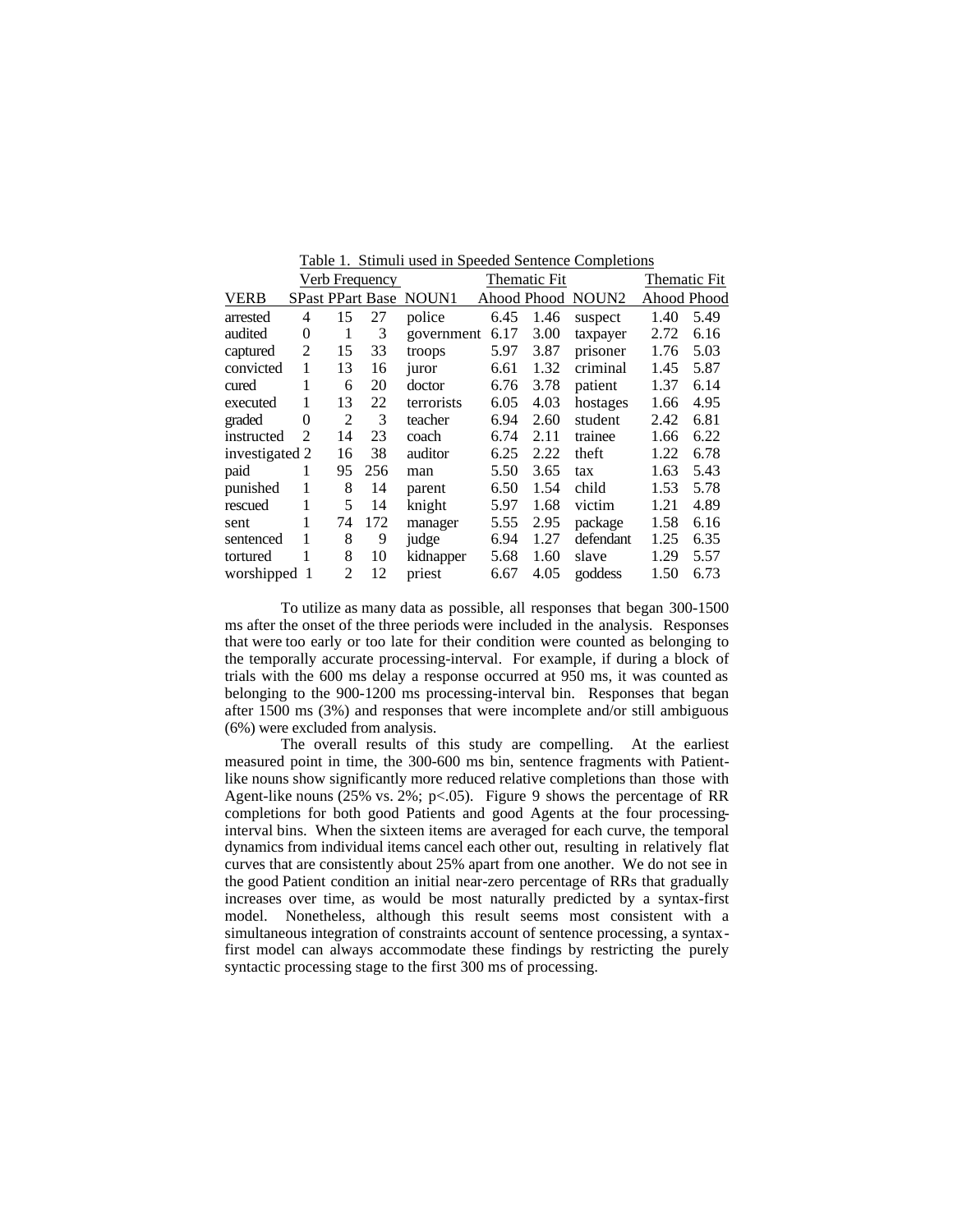Table 1. Stimuli used in Speeded Sentence Completions

| | Verb Frequency | | | | Thematic Fit | | | Thematic Fit | |
|---|---|---|---|---|---|---|---|---|---|
| VERB | SPast | PPart | Base | NOUN1 | Ahood | Phood | NOUN2 | Ahood | Phood |
| arrested | 4 | 15 | 27 | police | 6.45 | 1.46 | suspect | 1.40 | 5.49 |
| audited | 0 | 1 | 3 | government | 6.17 | 3.00 | taxpayer | 2.72 | 6.16 |
| captured | 2 | 15 | 33 | troops | 5.97 | 3.87 | prisoner | 1.76 | 5.03 |
| convicted | 1 | 13 | 16 | juror | 6.61 | 1.32 | criminal | 1.45 | 5.87 |
| cured | 1 | 6 | 20 | doctor | 6.76 | 3.78 | patient | 1.37 | 6.14 |
| executed | 1 | 13 | 22 | terrorists | 6.05 | 4.03 | hostages | 1.66 | 4.95 |
| graded | 0 | 2 | 3 | teacher | 6.94 | 2.60 | student | 2.42 | 6.81 |
| instructed | 2 | 14 | 23 | coach | 6.74 | 2.11 | trainee | 1.66 | 6.22 |
| investigated | 2 | 16 | 38 | auditor | 6.25 | 2.22 | theft | 1.22 | 6.78 |
| paid | 1 | 95 | 256 | man | 5.50 | 3.65 | tax | 1.63 | 5.43 |
| punished | 1 | 8 | 14 | parent | 6.50 | 1.54 | child | 1.53 | 5.78 |
| rescued | 1 | 5 | 14 | knight | 5.97 | 1.68 | victim | 1.21 | 4.89 |
| sent | 1 | 74 | 172 | manager | 5.55 | 2.95 | package | 1.58 | 6.16 |
| sentenced | 1 | 8 | 9 | judge | 6.94 | 1.27 | defendant | 1.25 | 6.35 |
| tortured | 1 | 8 | 10 | kidnapper | 5.68 | 1.60 | slave | 1.29 | 5.57 |
| worshipped | 1 | 2 | 12 | priest | 6.67 | 4.05 | goddess | 1.50 | 6.73 |

To utilize as many data as possible, all responses that began 300-1500 ms after the onset of the three periods were included in the analysis. Responses that were too early or too late for their condition were counted as belonging to the temporally accurate processing-interval. For example, if during a block of trials with the 600 ms delay a response occurred at 950 ms, it was counted as belonging to the 900-1200 ms processing-interval bin. Responses that began after 1500 ms (3%) and responses that were incomplete and/or still ambiguous (6%) were excluded from analysis.

The overall results of this study are compelling. At the earliest measured point in time, the 300-600 ms bin, sentence fragments with Patient-like nouns show significantly more reduced relative completions than those with Agent-like nouns (25% vs. 2%; $p<.05$). Figure 9 shows the percentage of RR completions for both good Patients and good Agents at the four processing-interval bins. When the sixteen items are averaged for each curve, the temporal dynamics from individual items cancel each other out, resulting in relatively flat curves that are consistently about 25% apart from one another. We do not see in the good Patient condition an initial near-zero percentage of RRs that gradually increases over time, as would be most naturally predicted by a syntax-first model. Nonetheless, although this result seems most consistent with a simultaneous integration of constraints account of sentence processing, a syntax-first model can always accommodate these findings by restricting the purely syntactic processing stage to the first 300 ms of processing.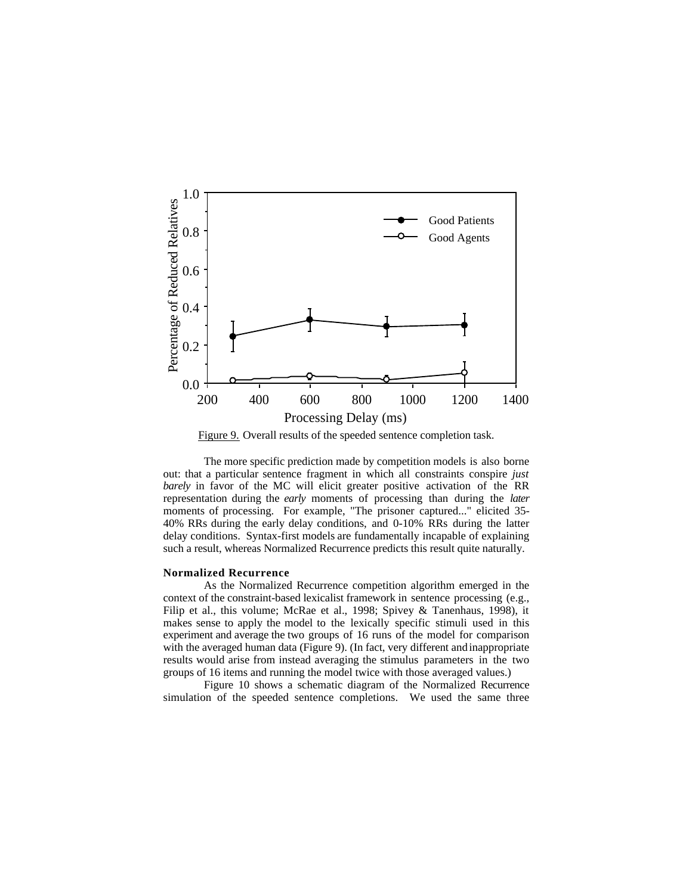1.0
0.8
0.6
0.4
0.2
0.0
Percentage of Reduced Relatives
200 400 600 800 1000 1200 1400
Processing Delay (ms)
Good Patients
Good Agents

Figure 9. Overall results of the speeded sentence completion task.

The more specific prediction made by competition models is also borne out: that a particular sentence fragment in which all constraints conspire *just barely* in favor of the MC will elicit greater positive activation of the RR representation during the *early* moments of processing than during the *later* moments of processing. For example, "The prisoner captured..." elicited 35-40% RRs during the early delay conditions, and 0-10% RRs during the latter delay conditions. Syntax-first models are fundamentally incapable of explaining such a result, whereas Normalized Recurrence predicts this result quite naturally.

**Normalized Recurrence**

As the Normalized Recurrence competition algorithm emerged in the context of the constraint-based lexicalist framework in sentence processing (e.g., Filip et al., this volume; McRae et al., 1998; Spivey & Tanenhaus, 1998), it makes sense to apply the model to the lexically specific stimuli used in this experiment and average the two groups of 16 runs of the model for comparison with the averaged human data (Figure 9). (In fact, very different and inappropriate results would arise from instead averaging the stimulus parameters in the two groups of 16 items and running the model twice with those averaged values.)

Figure 10 shows a schematic diagram of the Normalized Recurrence simulation of the speeded sentence completions. We used the same three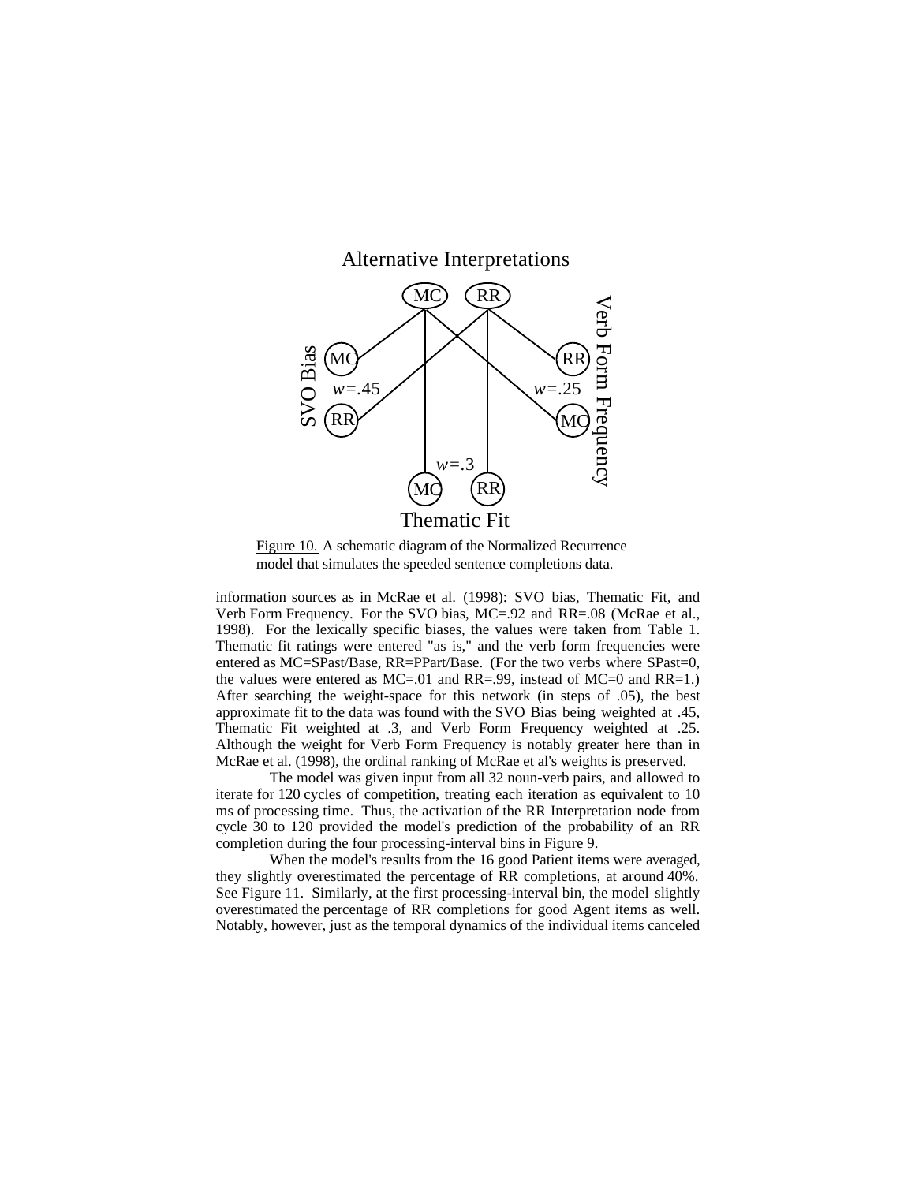Alternative Interpretations

MC RR

SVO Bias

MC

RR

*w*=.45

Verb Form Frequency

RR

MC

*w*=.25

*w*=.3

MC RR

Thematic Fit

Figure 10. A schematic diagram of the Normalized Recurrence model that simulates the speeded sentence completions data.

information sources as in McRae et al. (1998): SVO bias, Thematic Fit, and Verb Form Frequency. For the SVO bias, MC=.92 and RR=.08 (McRae et al., 1998). For the lexically specific biases, the values were taken from Table 1. Thematic fit ratings were entered "as is," and the verb form frequencies were entered as MC=SPast/Base, RR=PPart/Base. (For the two verbs where SPast=0, the values were entered as MC=.01 and RR=.99, instead of MC=0 and RR=1.) After searching the weight-space for this network (in steps of .05), the best approximate fit to the data was found with the SVO Bias being weighted at .45, Thematic Fit weighted at .3, and Verb Form Frequency weighted at .25. Although the weight for Verb Form Frequency is notably greater here than in McRae et al. (1998), the ordinal ranking of McRae et al's weights is preserved.

The model was given input from all 32 noun-verb pairs, and allowed to iterate for 120 cycles of competition, treating each iteration as equivalent to 10 ms of processing time. Thus, the activation of the RR Interpretation node from cycle 30 to 120 provided the model's prediction of the probability of an RR completion during the four processing-interval bins in Figure 9.

When the model's results from the 16 good Patient items were averaged, they slightly overestimated the percentage of RR completions, at around 40%. See Figure 11. Similarly, at the first processing-interval bin, the model slightly overestimated the percentage of RR completions for good Agent items as well. Notably, however, just as the temporal dynamics of the individual items canceled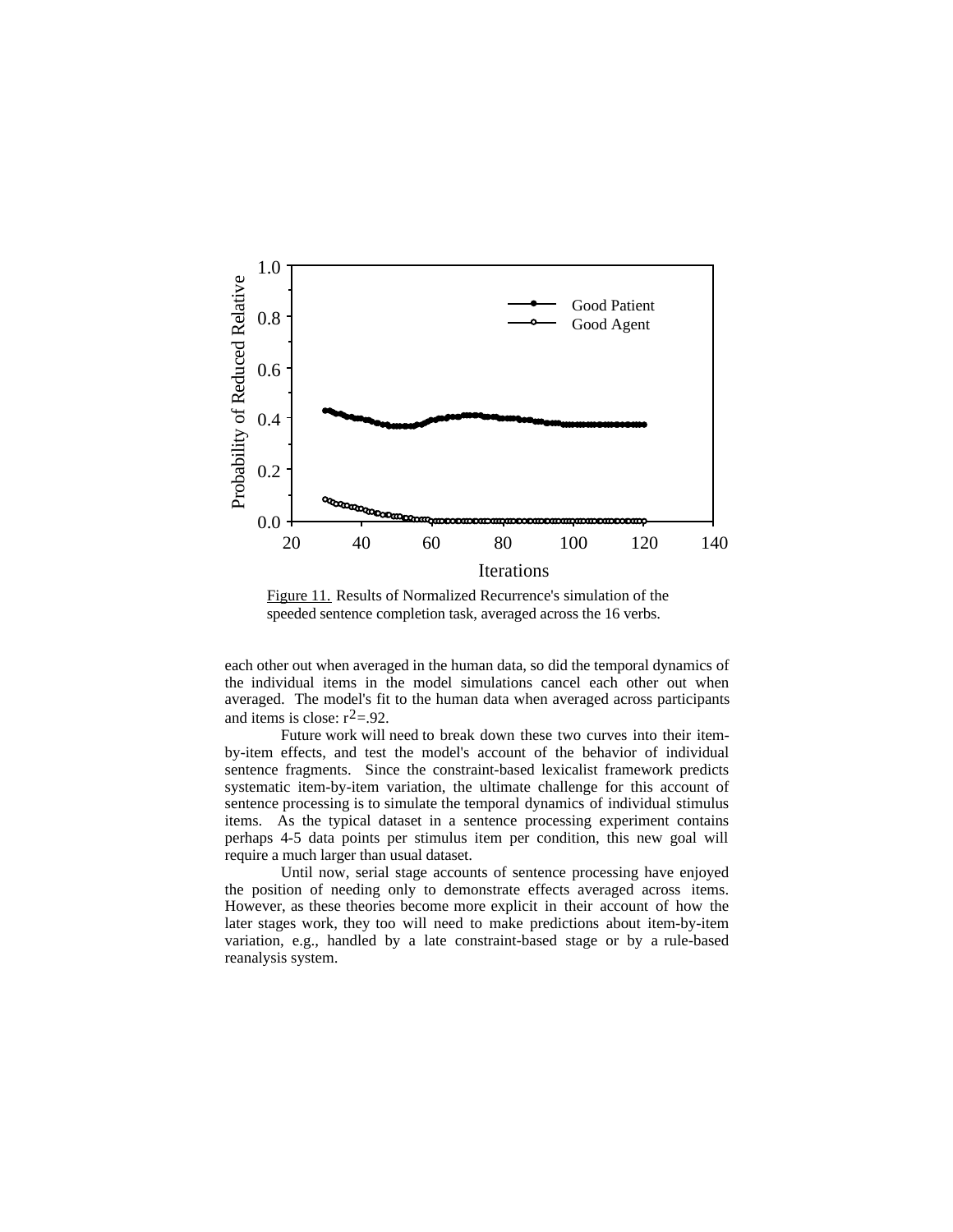1.0

0.8

0.6

0.4

0.2

0.0

Probability of Reduced Relative

20 40 60 80 100 120 140

Iterations

Good Patient

Good Agent

Figure 11. Results of Normalized Recurrence's simulation of the speeded sentence completion task, averaged across the 16 verbs.

each other out when averaged in the human data, so did the temporal dynamics of the individual items in the model simulations cancel each other out when averaged. The model's fit to the human data when averaged across participants and items is close: $r^2$=.92.

Future work will need to break down these two curves into their item-by-item effects, and test the model's account of the behavior of individual sentence fragments. Since the constraint-based lexicalist framework predicts systematic item-by-item variation, the ultimate challenge for this account of sentence processing is to simulate the temporal dynamics of individual stimulus items. As the typical dataset in a sentence processing experiment contains perhaps 4-5 data points per stimulus item per condition, this new goal will require a much larger than usual dataset.

Until now, serial stage accounts of sentence processing have enjoyed the position of needing only to demonstrate effects averaged across items. However, as these theories become more explicit in their account of how the later stages work, they too will need to make predictions about item-by-item variation, e.g., handled by a late constraint-based stage or by a rule-based reanalysis system.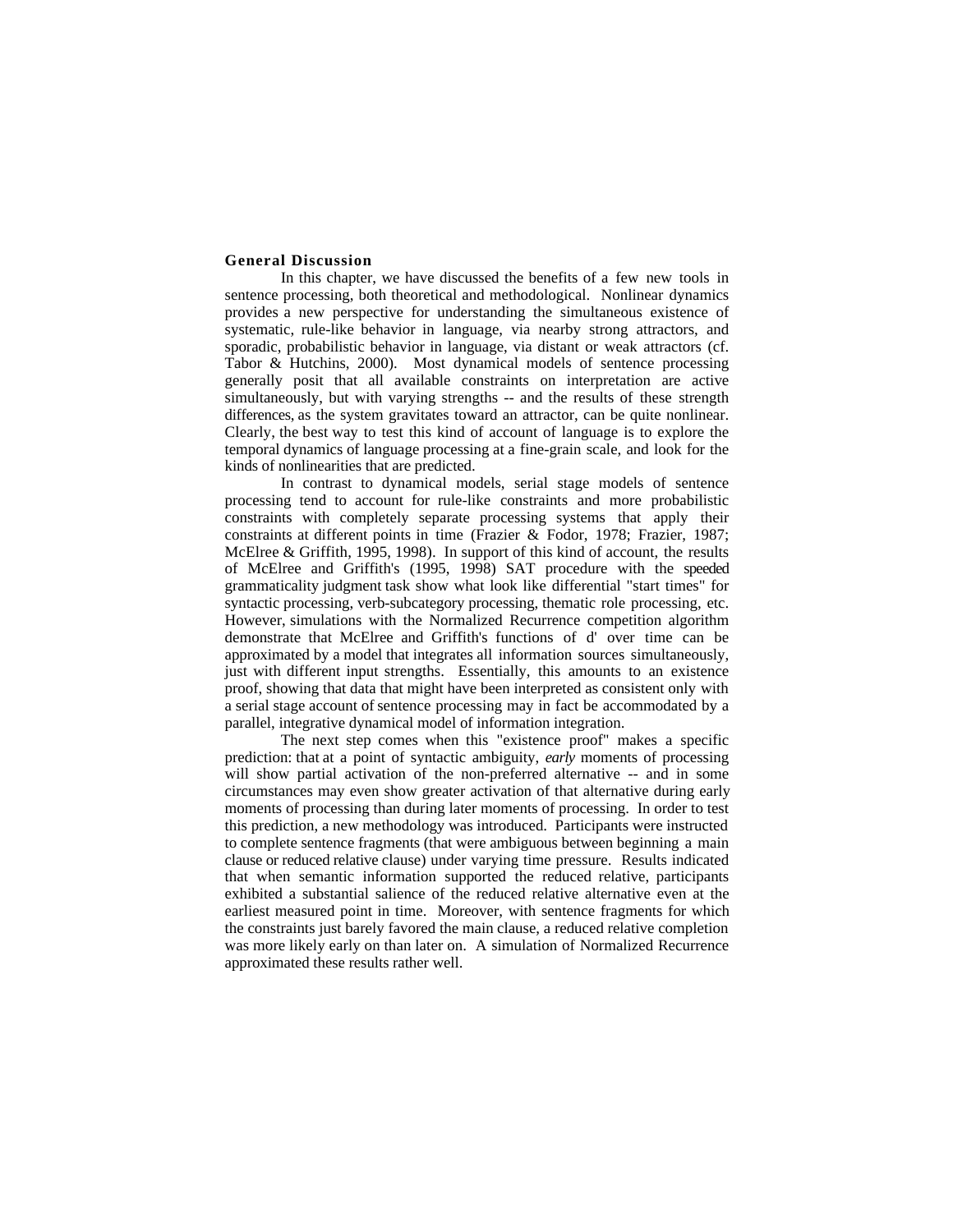## General Discussion

In this chapter, we have discussed the benefits of a few new tools in sentence processing, both theoretical and methodological. Nonlinear dynamics provides a new perspective for understanding the simultaneous existence of systematic, rule-like behavior in language, via nearby strong attractors, and sporadic, probabilistic behavior in language, via distant or weak attractors (cf. Tabor & Hutchins, 2000). Most dynamical models of sentence processing generally posit that all available constraints on interpretation are active simultaneously, but with varying strengths -- and the results of these strength differences, as the system gravitates toward an attractor, can be quite nonlinear. Clearly, the best way to test this kind of account of language is to explore the temporal dynamics of language processing at a fine-grain scale, and look for the kinds of nonlinearities that are predicted.

In contrast to dynamical models, serial stage models of sentence processing tend to account for rule-like constraints and more probabilistic constraints with completely separate processing systems that apply their constraints at different points in time (Frazier & Fodor, 1978; Frazier, 1987; McElree & Griffith, 1995, 1998). In support of this kind of account, the results of McElree and Griffith's (1995, 1998) SAT procedure with the speeded grammaticality judgment task show what look like differential "start times" for syntactic processing, verb-subcategory processing, thematic role processing, etc. However, simulations with the Normalized Recurrence competition algorithm demonstrate that McElree and Griffith's functions of d' over time can be approximated by a model that integrates all information sources simultaneously, just with different input strengths. Essentially, this amounts to an existence proof, showing that data that might have been interpreted as consistent only with a serial stage account of sentence processing may in fact be accommodated by a parallel, integrative dynamical model of information integration.

The next step comes when this "existence proof" makes a specific prediction: that at a point of syntactic ambiguity, *early* moments of processing will show partial activation of the non-preferred alternative -- and in some circumstances may even show greater activation of that alternative during early moments of processing than during later moments of processing. In order to test this prediction, a new methodology was introduced. Participants were instructed to complete sentence fragments (that were ambiguous between beginning a main clause or reduced relative clause) under varying time pressure. Results indicated that when semantic information supported the reduced relative, participants exhibited a substantial salience of the reduced relative alternative even at the earliest measured point in time. Moreover, with sentence fragments for which the constraints just barely favored the main clause, a reduced relative completion was more likely early on than later on. A simulation of Normalized Recurrence approximated these results rather well.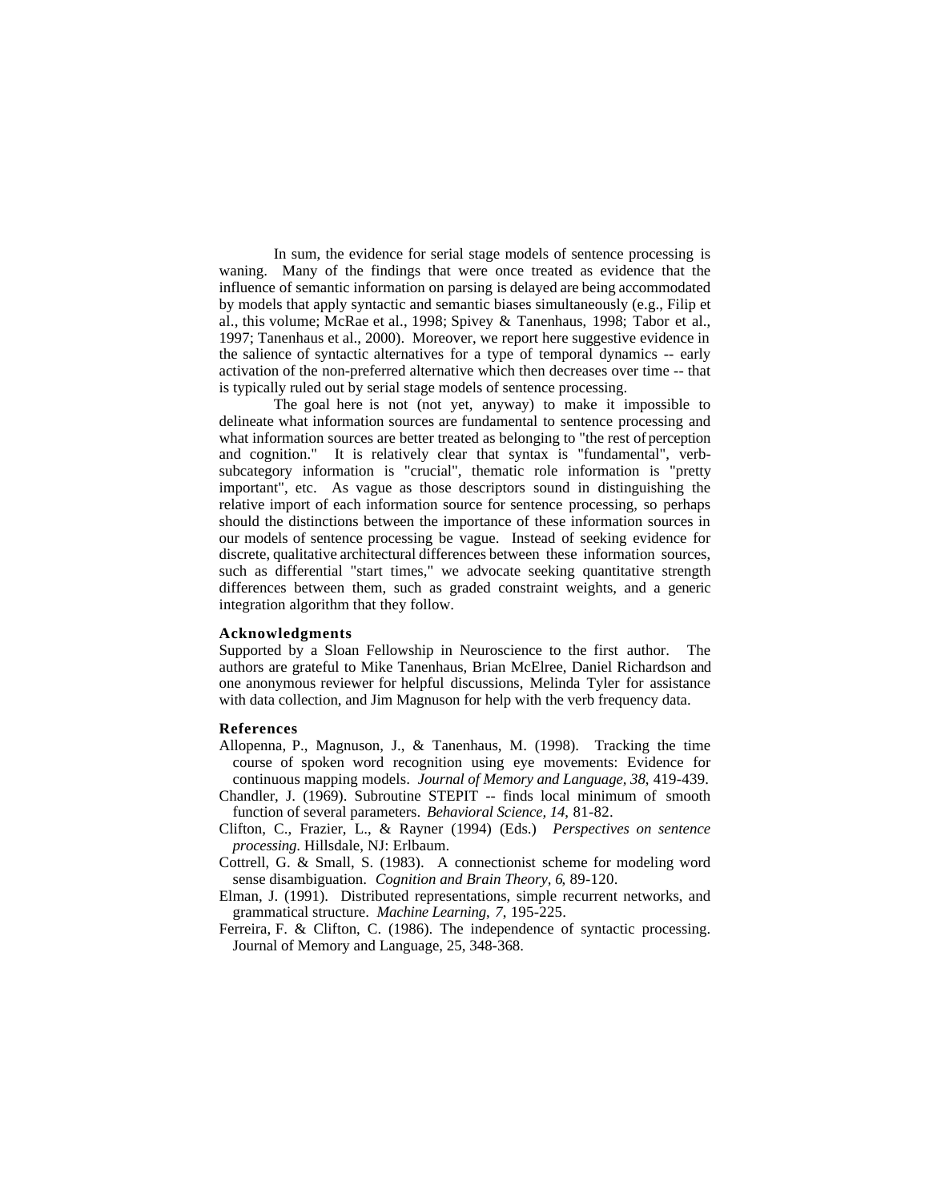In sum, the evidence for serial stage models of sentence processing is waning. Many of the findings that were once treated as evidence that the influence of semantic information on parsing is delayed are being accommodated by models that apply syntactic and semantic biases simultaneously (e.g., Filip et al., this volume; McRae et al., 1998; Spivey & Tanenhaus, 1998; Tabor et al., 1997; Tanenhaus et al., 2000). Moreover, we report here suggestive evidence in the salience of syntactic alternatives for a type of temporal dynamics -- early activation of the non-preferred alternative which then decreases over time -- that is typically ruled out by serial stage models of sentence processing.

The goal here is not (not yet, anyway) to make it impossible to delineate what information sources are fundamental to sentence processing and what information sources are better treated as belonging to "the rest of perception and cognition." It is relatively clear that syntax is "fundamental", verb-subcategory information is "crucial", thematic role information is "pretty important", etc. As vague as those descriptors sound in distinguishing the relative import of each information source for sentence processing, so perhaps should the distinctions between the importance of these information sources in our models of sentence processing be vague. Instead of seeking evidence for discrete, qualitative architectural differences between these information sources, such as differential "start times," we advocate seeking quantitative strength differences between them, such as graded constraint weights, and a generic integration algorithm that they follow.

### Acknowledgments

Supported by a Sloan Fellowship in Neuroscience to the first author. The authors are grateful to Mike Tanenhaus, Brian McElree, Daniel Richardson and one anonymous reviewer for helpful discussions, Melinda Tyler for assistance with data collection, and Jim Magnuson for help with the verb frequency data.

### References

Allopenna, P., Magnuson, J., & Tanenhaus, M. (1998). Tracking the time course of spoken word recognition using eye movements: Evidence for continuous mapping models. *Journal of Memory and Language, 38*, 419-439.

Chandler, J. (1969). Subroutine STEPIT -- finds local minimum of smooth function of several parameters. *Behavioral Science, 14*, 81-82.

Clifton, C., Frazier, L., & Rayner (1994) (Eds.) *Perspectives on sentence processing*. Hillsdale, NJ: Erlbaum.

Cottrell, G. & Small, S. (1983). A connectionist scheme for modeling word sense disambiguation. *Cognition and Brain Theory, 6*, 89-120.

Elman, J. (1991). Distributed representations, simple recurrent networks, and grammatical structure. *Machine Learning, 7*, 195-225.

Ferreira, F. & Clifton, C. (1986). The independence of syntactic processing. Journal of Memory and Language, 25, 348-368.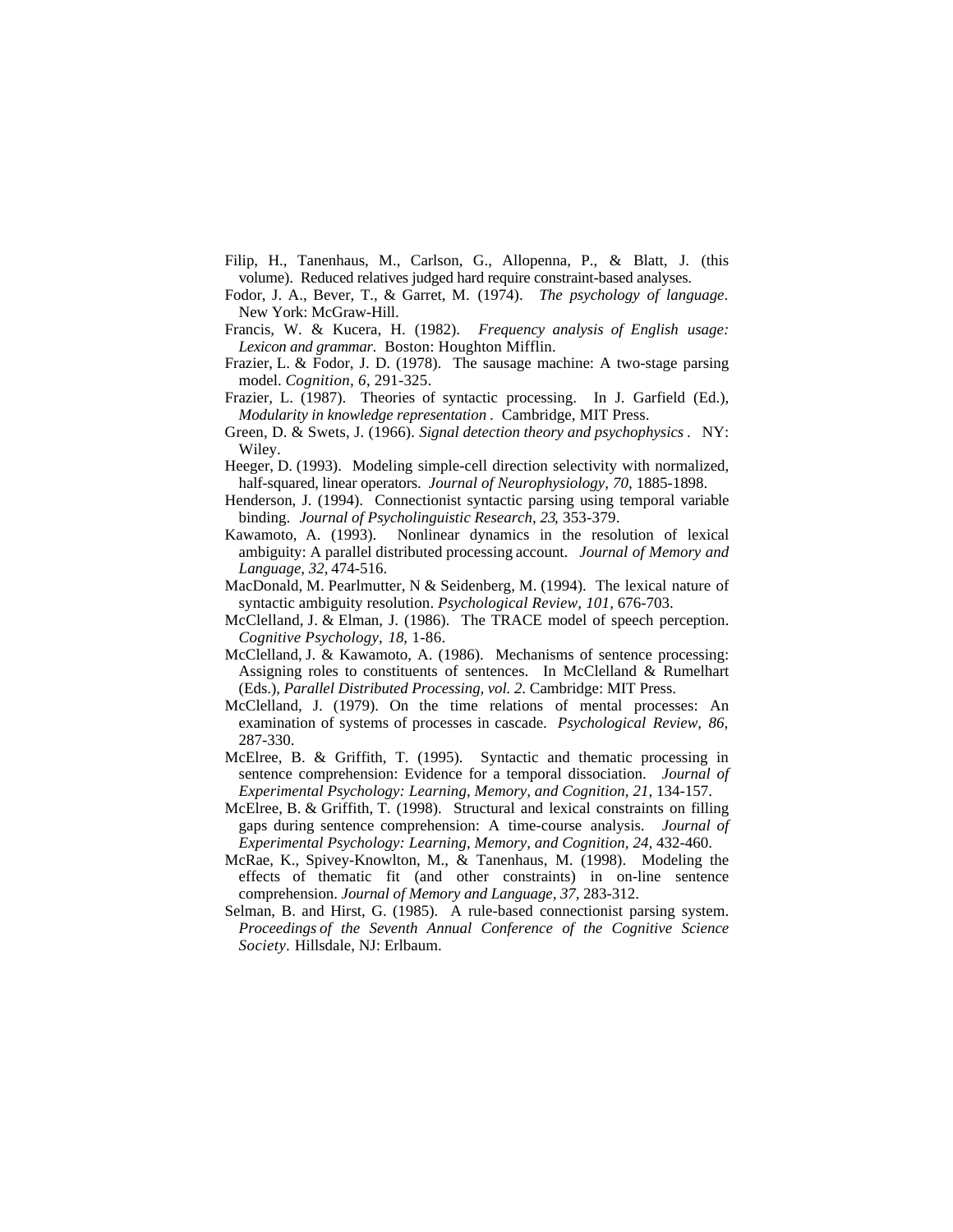Filip, H., Tanenhaus, M., Carlson, G., Allopenna, P., & Blatt, J. (this volume). Reduced relatives judged hard require constraint-based analyses.

Fodor, J. A., Bever, T., & Garret, M. (1974). *The psychology of language*. New York: McGraw-Hill.

Francis, W. & Kucera, H. (1982). *Frequency analysis of English usage: Lexicon and grammar.* Boston: Houghton Mifflin.

Frazier, L. & Fodor, J. D. (1978). The sausage machine: A two-stage parsing model. *Cognition, 6*, 291-325.

Frazier, L. (1987). Theories of syntactic processing. In J. Garfield (Ed.), *Modularity in knowledge representation* . Cambridge, MIT Press.

Green, D. & Swets, J. (1966). *Signal detection theory and psychophysics* . NY: Wiley.

Heeger, D. (1993). Modeling simple-cell direction selectivity with normalized, half-squared, linear operators. *Journal of Neurophysiology, 70*, 1885-1898.

Henderson, J. (1994). Connectionist syntactic parsing using temporal variable binding. *Journal of Psycholinguistic Research, 23*, 353-379.

Kawamoto, A. (1993). Nonlinear dynamics in the resolution of lexical ambiguity: A parallel distributed processing account. *Journal of Memory and Language, 32*, 474-516.

MacDonald, M. Pearlmutter, N & Seidenberg, M. (1994). The lexical nature of syntactic ambiguity resolution. *Psychological Review, 101,* 676-703.

McClelland, J. & Elman, J. (1986). The TRACE model of speech perception. *Cognitive Psychology, 18*, 1-86.

McClelland, J. & Kawamoto, A. (1986). Mechanisms of sentence processing: Assigning roles to constituents of sentences. In McClelland & Rumelhart (Eds.), *Parallel Distributed Processing, vol. 2*. Cambridge: MIT Press.

McClelland, J. (1979). On the time relations of mental processes: An examination of systems of processes in cascade. *Psychological Review, 86,* 287-330.

McElree, B. & Griffith, T. (1995). Syntactic and thematic processing in sentence comprehension: Evidence for a temporal dissociation. *Journal of Experimental Psychology: Learning, Memory, and Cognition, 21,* 134-157.

McElree, B. & Griffith, T. (1998). Structural and lexical constraints on filling gaps during sentence comprehension: A time-course analysis. *Journal of Experimental Psychology: Learning, Memory, and Cognition, 24,* 432-460.

McRae, K., Spivey-Knowlton, M., & Tanenhaus, M. (1998). Modeling the effects of thematic fit (and other constraints) in on-line sentence comprehension. *Journal of Memory and Language, 37,* 283-312.

Selman, B. and Hirst, G. (1985). A rule-based connectionist parsing system. *Proceedings of the Seventh Annual Conference of the Cognitive Science Society*. Hillsdale, NJ: Erlbaum.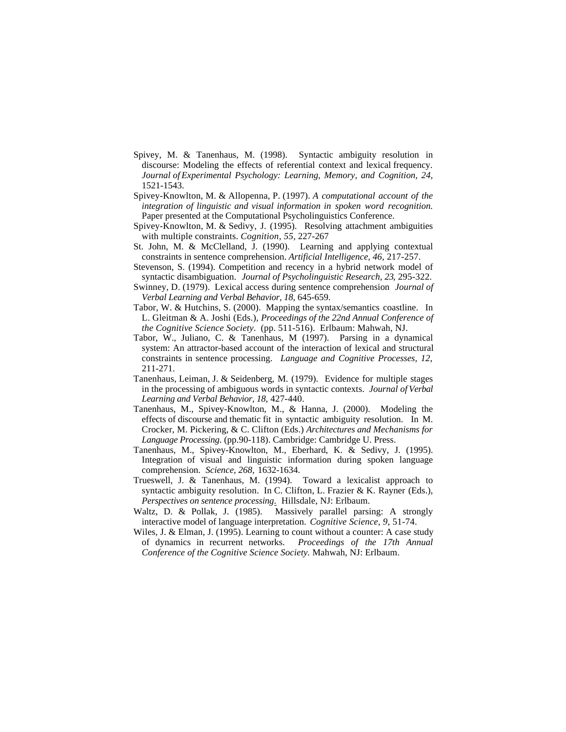Spivey, M. & Tanenhaus, M. (1998). Syntactic ambiguity resolution in discourse: Modeling the effects of referential context and lexical frequency. *Journal of Experimental Psychology: Learning, Memory, and Cognition, 24,* 1521-1543.

Spivey-Knowlton, M. & Allopenna, P. (1997). *A computational account of the integration of linguistic and visual information in spoken word recognition.* Paper presented at the Computational Psycholinguistics Conference.

Spivey-Knowlton, M. & Sedivy, J. (1995). Resolving attachment ambiguities with multiple constraints. *Cognition, 55,* 227-267

St. John, M. & McClelland, J. (1990). Learning and applying contextual constraints in sentence comprehension. *Artificial Intelligence, 46,* 217-257.

Stevenson, S. (1994). Competition and recency in a hybrid network model of syntactic disambiguation. *Journal of Psycholinguistic Research, 23,* 295-322.

Swinney, D. (1979). Lexical access during sentence comprehension *Journal of Verbal Learning and Verbal Behavior, 18,* 645-659.

Tabor, W. & Hutchins, S. (2000). Mapping the syntax/semantics coastline. In L. Gleitman & A. Joshi (Eds.), *Proceedings of the 22nd Annual Conference of the Cognitive Science Society*. (pp. 511-516). Erlbaum: Mahwah, NJ.

Tabor, W., Juliano, C. & Tanenhaus, M (1997). Parsing in a dynamical system: An attractor-based account of the interaction of lexical and structural constraints in sentence processing. *Language and Cognitive Processes, 12,* 211-271.

Tanenhaus, Leiman, J. & Seidenberg, M. (1979). Evidence for multiple stages in the processing of ambiguous words in syntactic contexts. *Journal of Verbal Learning and Verbal Behavior, 18,* 427-440.

Tanenhaus, M., Spivey-Knowlton, M., & Hanna, J. (2000). Modeling the effects of discourse and thematic fit in syntactic ambiguity resolution. In M. Crocker, M. Pickering, & C. Clifton (Eds.) *Architectures and Mechanisms for Language Processing.* (pp.90-118). Cambridge: Cambridge U. Press.

Tanenhaus, M., Spivey-Knowlton, M., Eberhard, K. & Sedivy, J. (1995). Integration of visual and linguistic information during spoken language comprehension. *Science, 268,* 1632-1634.

Trueswell, J. & Tanenhaus, M. (1994). Toward a lexicalist approach to syntactic ambiguity resolution. In C. Clifton, L. Frazier & K. Rayner (Eds.), *Perspectives on sentence processing.* Hillsdale, NJ: Erlbaum.

Waltz, D. & Pollak, J. (1985). Massively parallel parsing: A strongly interactive model of language interpretation. *Cognitive Science, 9,* 51-74.

Wiles, J. & Elman, J. (1995). Learning to count without a counter: A case study of dynamics in recurrent networks. *Proceedings of the 17th Annual Conference of the Cognitive Science Society.* Mahwah, NJ: Erlbaum.